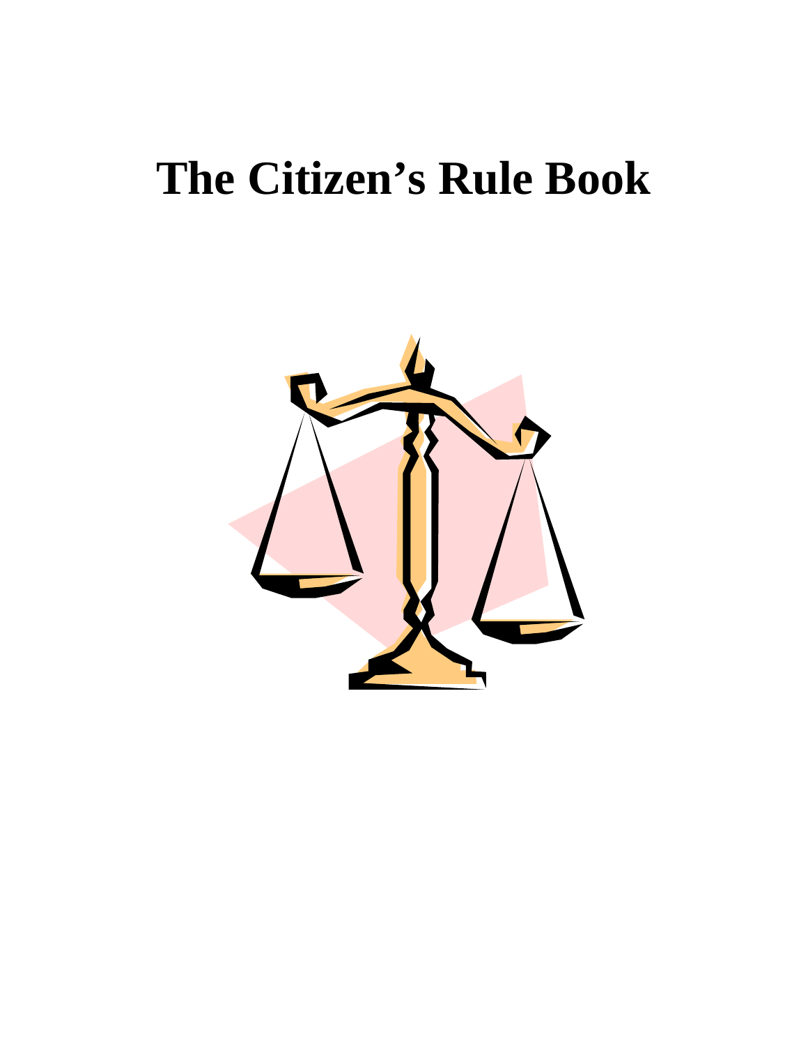# The Citizen's Rule Book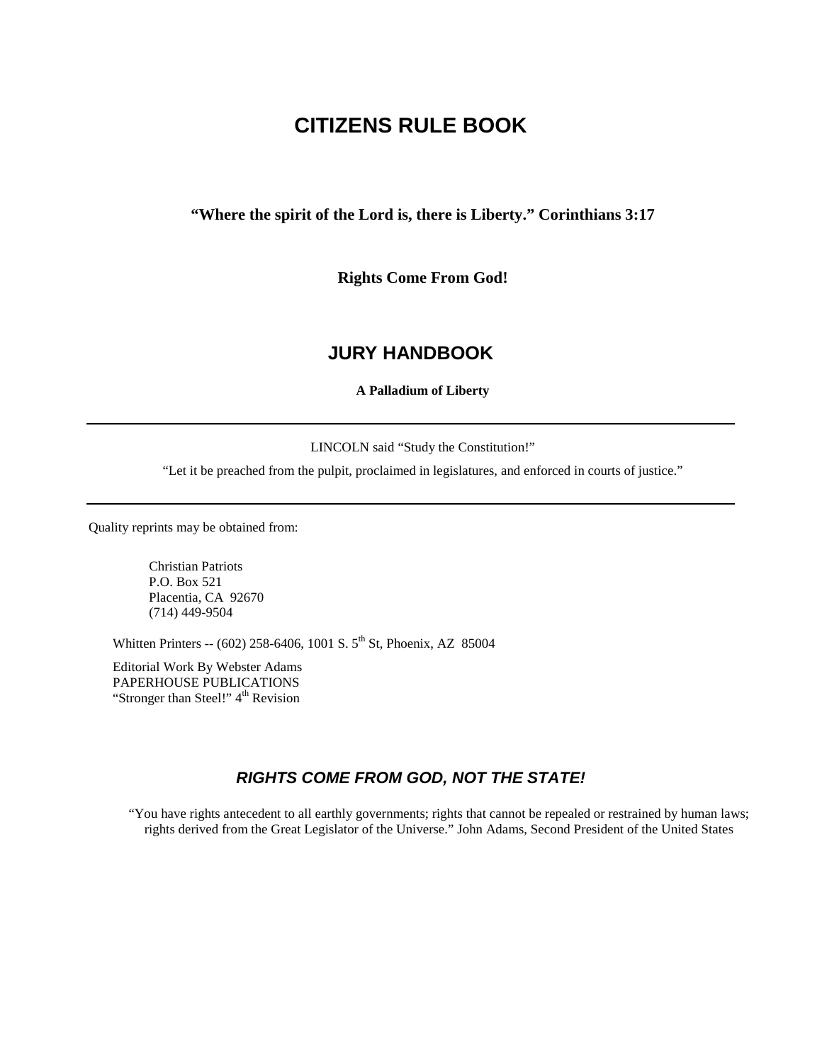# CITIZENS RULE BOOK

**"Where the spirit of the Lord is, there is Liberty." Corinthians 3:17**

**Rights Come From God!**

## JURY HANDBOOK

**A Palladium of Liberty**

---

LINCOLN said "Study the Constitution!"

"Let it be preached from the pulpit, proclaimed in legislatures, and enforced in courts of justice."

---

Quality reprints may be obtained from:

Christian Patriots
P.O. Box 521
Placentia, CA 92670
(714) 449-9504

Whitten Printers -- (602) 258-6406, 1001 S. 5th St, Phoenix, AZ 85004

Editorial Work By Webster Adams
PAPERHOUSE PUBLICATIONS
"Stronger than Steel!" 4th Revision

## *RIGHTS COME FROM GOD, NOT THE STATE!*

"You have rights antecedent to all earthly governments; rights that cannot be repealed or restrained by human laws; rights derived from the Great Legislator of the Universe." John Adams, Second President of the United States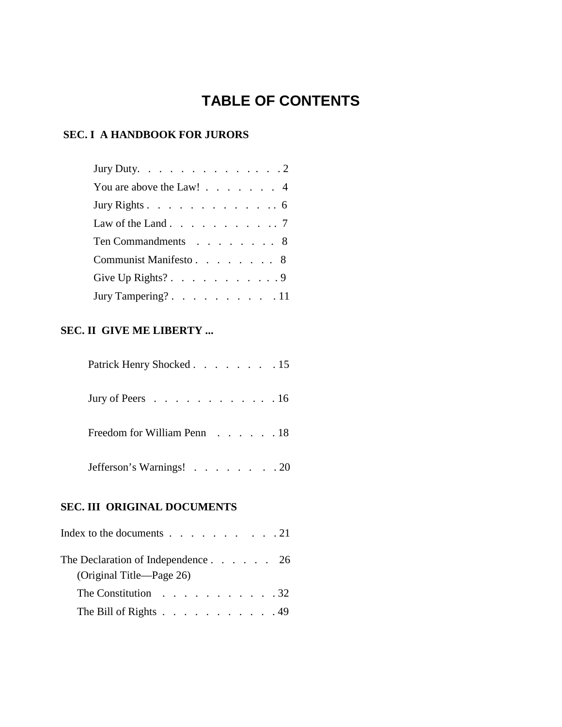# TABLE OF CONTENTS

## SEC. I A HANDBOOK FOR JURORS

Jury Duty. . . . . . . . . . . . . . 2

You are above the Law! . . . . . . . . 4

Jury Rights . . . . . . . . . . . . . 6

Law of the Land . . . . . . . . . . . 7

Ten Commandments . . . . . . . . . 8

Communist Manifesto . . . . . . . . . 8

Give Up Rights? . . . . . . . . . . . 9

Jury Tampering? . . . . . . . . . . 11

## SEC. II GIVE ME LIBERTY ...

Patrick Henry Shocked . . . . . . . . 15

Jury of Peers . . . . . . . . . . . . 16

Freedom for William Penn . . . . . . 18

Jefferson's Warnings! . . . . . . . . 20

## SEC. III ORIGINAL DOCUMENTS

Index to the documents . . . . . . . . . . 21

The Declaration of Independence . . . . . . 26
(Original Title—Page 26)

The Constitution . . . . . . . . . . . 32

The Bill of Rights . . . . . . . . . . . 49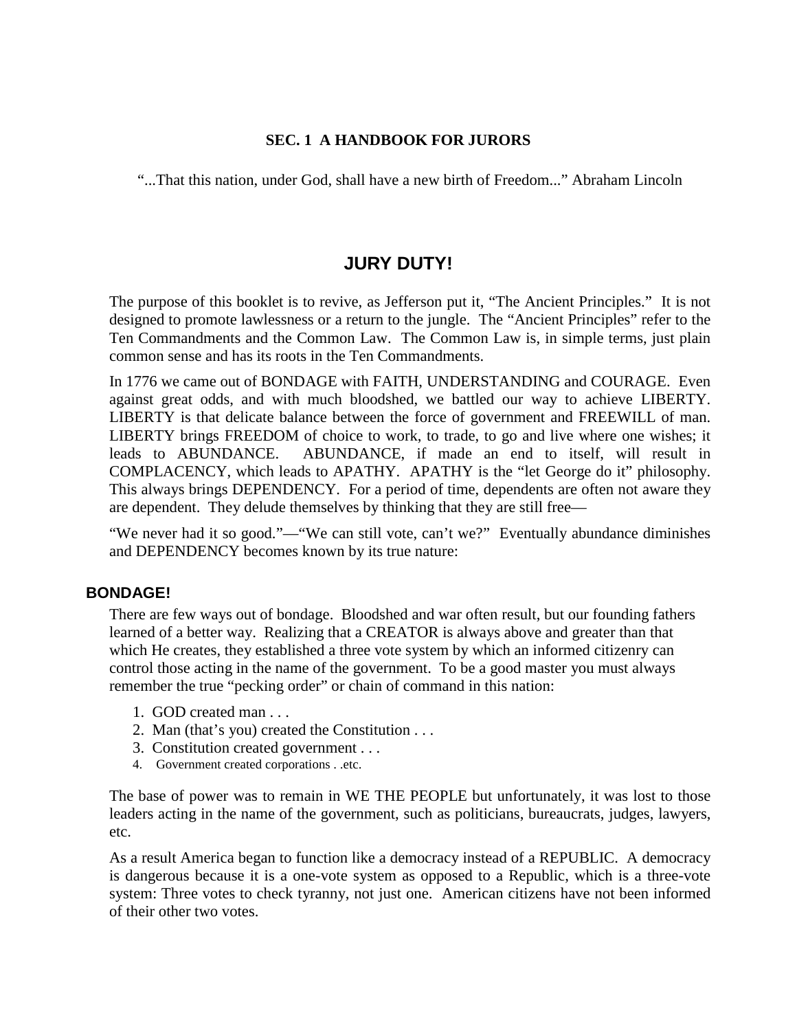**SEC. 1 A HANDBOOK FOR JURORS**

"...That this nation, under God, shall have a new birth of Freedom..." Abraham Lincoln

## JURY DUTY!

The purpose of this booklet is to revive, as Jefferson put it, "The Ancient Principles." It is not designed to promote lawlessness or a return to the jungle. The "Ancient Principles" refer to the Ten Commandments and the Common Law. The Common Law is, in simple terms, just plain common sense and has its roots in the Ten Commandments.

In 1776 we came out of BONDAGE with FAITH, UNDERSTANDING and COURAGE. Even against great odds, and with much bloodshed, we battled our way to achieve LIBERTY. LIBERTY is that delicate balance between the force of government and FREEWILL of man. LIBERTY brings FREEDOM of choice to work, to trade, to go and live where one wishes; it leads to ABUNDANCE. ABUNDANCE, if made an end to itself, will result in COMPLACENCY, which leads to APATHY. APATHY is the "let George do it" philosophy. This always brings DEPENDENCY. For a period of time, dependents are often not aware they are dependent. They delude themselves by thinking that they are still free—

"We never had it so good."—"We can still vote, can't we?" Eventually abundance diminishes and DEPENDENCY becomes known by its true nature:

### BONDAGE!

There are few ways out of bondage. Bloodshed and war often result, but our founding fathers learned of a better way. Realizing that a CREATOR is always above and greater than that which He creates, they established a three vote system by which an informed citizenry can control those acting in the name of the government. To be a good master you must always remember the true "pecking order" or chain of command in this nation:

1. GOD created man . . .
2. Man (that's you) created the Constitution . . .
3. Constitution created government . . .
4. Government created corporations . .etc.

The base of power was to remain in WE THE PEOPLE but unfortunately, it was lost to those leaders acting in the name of the government, such as politicians, bureaucrats, judges, lawyers, etc.

As a result America began to function like a democracy instead of a REPUBLIC. A democracy is dangerous because it is a one-vote system as opposed to a Republic, which is a three-vote system: Three votes to check tyranny, not just one. American citizens have not been informed of their other two votes.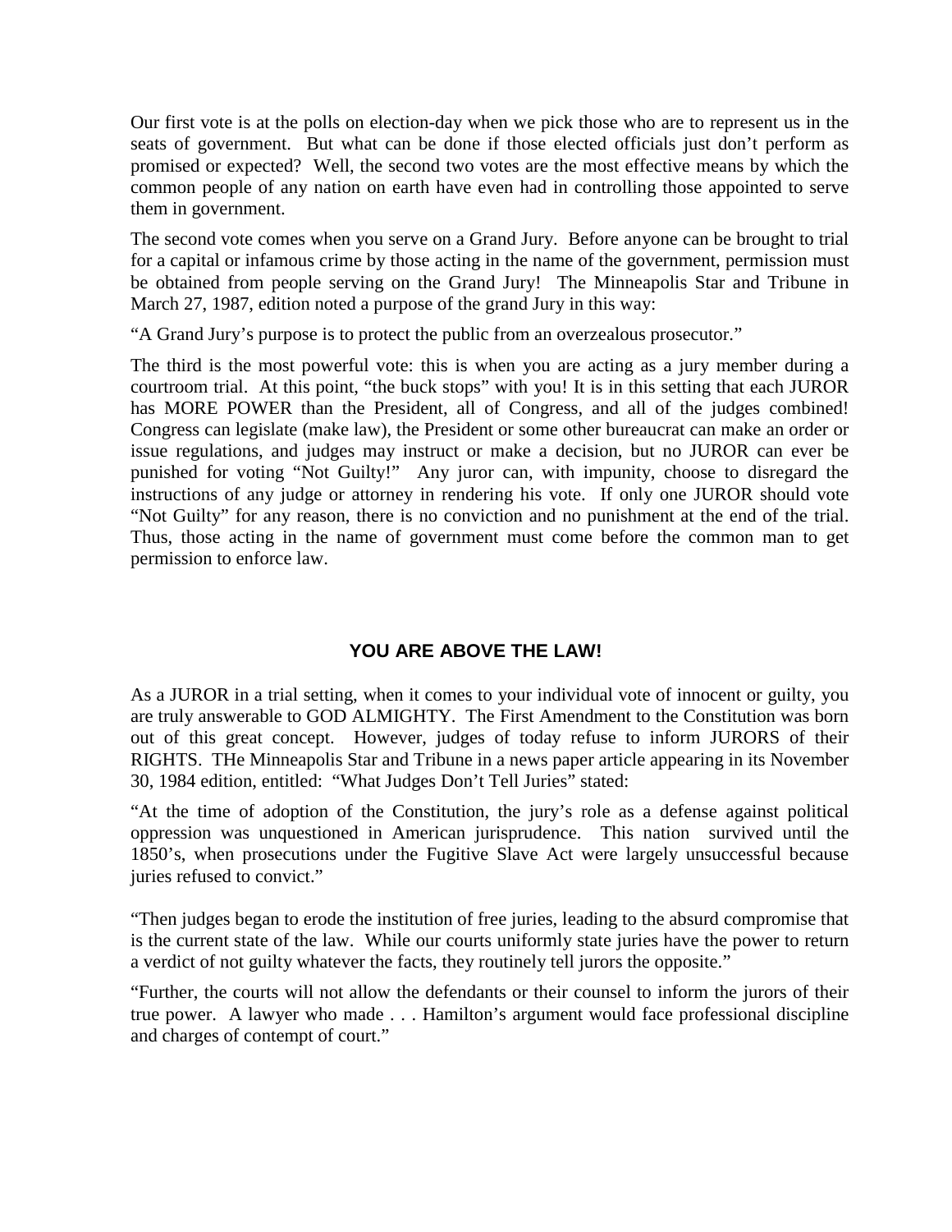Our first vote is at the polls on election-day when we pick those who are to represent us in the seats of government. But what can be done if those elected officials just don't perform as promised or expected? Well, the second two votes are the most effective means by which the common people of any nation on earth have even had in controlling those appointed to serve them in government.

The second vote comes when you serve on a Grand Jury. Before anyone can be brought to trial for a capital or infamous crime by those acting in the name of the government, permission must be obtained from people serving on the Grand Jury! The Minneapolis Star and Tribune in March 27, 1987, edition noted a purpose of the grand Jury in this way:

"A Grand Jury's purpose is to protect the public from an overzealous prosecutor."

The third is the most powerful vote: this is when you are acting as a jury member during a courtroom trial. At this point, "the buck stops" with you! It is in this setting that each JUROR has MORE POWER than the President, all of Congress, and all of the judges combined! Congress can legislate (make law), the President or some other bureaucrat can make an order or issue regulations, and judges may instruct or make a decision, but no JUROR can ever be punished for voting "Not Guilty!" Any juror can, with impunity, choose to disregard the instructions of any judge or attorney in rendering his vote. If only one JUROR should vote "Not Guilty" for any reason, there is no conviction and no punishment at the end of the trial. Thus, those acting in the name of government must come before the common man to get permission to enforce law.

## YOU ARE ABOVE THE LAW!

As a JUROR in a trial setting, when it comes to your individual vote of innocent or guilty, you are truly answerable to GOD ALMIGHTY. The First Amendment to the Constitution was born out of this great concept. However, judges of today refuse to inform JURORS of their RIGHTS. THe Minneapolis Star and Tribune in a news paper article appearing in its November 30, 1984 edition, entitled: "What Judges Don't Tell Juries" stated:

"At the time of adoption of the Constitution, the jury's role as a defense against political oppression was unquestioned in American jurisprudence. This nation survived until the 1850's, when prosecutions under the Fugitive Slave Act were largely unsuccessful because juries refused to convict."

"Then judges began to erode the institution of free juries, leading to the absurd compromise that is the current state of the law. While our courts uniformly state juries have the power to return a verdict of not guilty whatever the facts, they routinely tell jurors the opposite."

"Further, the courts will not allow the defendants or their counsel to inform the jurors of their true power. A lawyer who made . . . Hamilton's argument would face professional discipline and charges of contempt of court."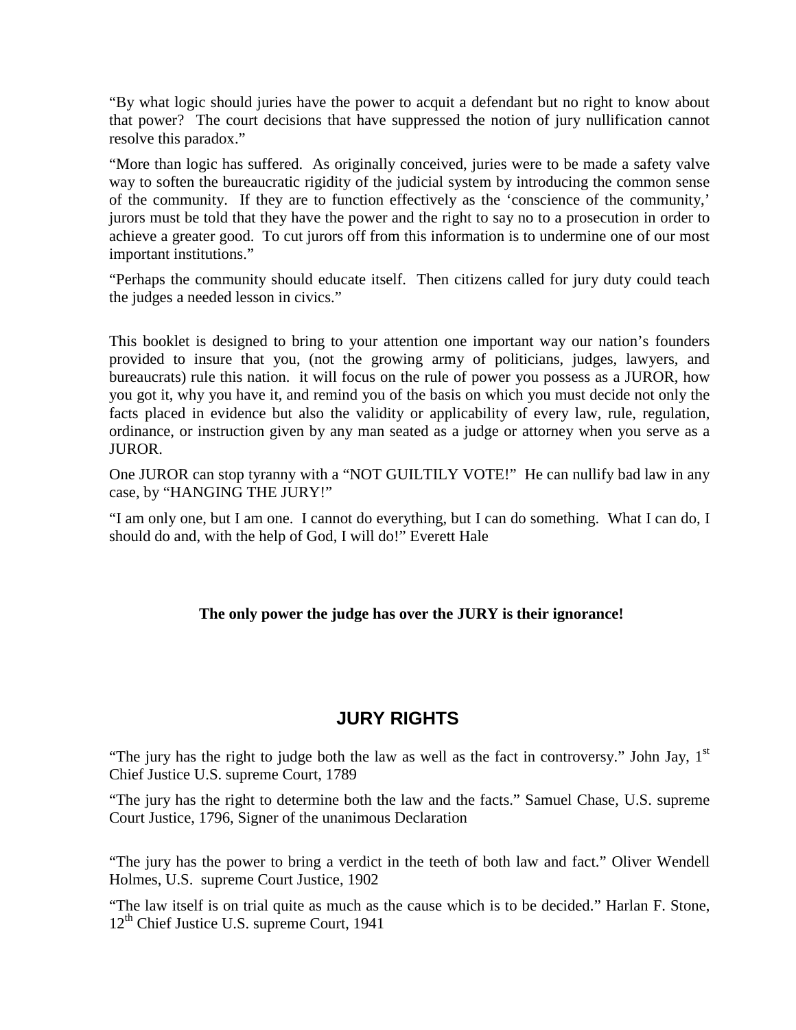"By what logic should juries have the power to acquit a defendant but no right to know about that power? The court decisions that have suppressed the notion of jury nullification cannot resolve this paradox."

"More than logic has suffered. As originally conceived, juries were to be made a safety valve way to soften the bureaucratic rigidity of the judicial system by introducing the common sense of the community. If they are to function effectively as the 'conscience of the community,' jurors must be told that they have the power and the right to say no to a prosecution in order to achieve a greater good. To cut jurors off from this information is to undermine one of our most important institutions."

"Perhaps the community should educate itself. Then citizens called for jury duty could teach the judges a needed lesson in civics."

This booklet is designed to bring to your attention one important way our nation's founders provided to insure that you, (not the growing army of politicians, judges, lawyers, and bureaucrats) rule this nation. it will focus on the rule of power you possess as a JUROR, how you got it, why you have it, and remind you of the basis on which you must decide not only the facts placed in evidence but also the validity or applicability of every law, rule, regulation, ordinance, or instruction given by any man seated as a judge or attorney when you serve as a JUROR.

One JUROR can stop tyranny with a "NOT GUILTILY VOTE!" He can nullify bad law in any case, by "HANGING THE JURY!"

"I am only one, but I am one. I cannot do everything, but I can do something. What I can do, I should do and, with the help of God, I will do!" Everett Hale

**The only power the judge has over the JURY is their ignorance!**

## JURY RIGHTS

"The jury has the right to judge both the law as well as the fact in controversy." John Jay, 1st Chief Justice U.S. supreme Court, 1789

"The jury has the right to determine both the law and the facts." Samuel Chase, U.S. supreme Court Justice, 1796, Signer of the unanimous Declaration

"The jury has the power to bring a verdict in the teeth of both law and fact." Oliver Wendell Holmes, U.S. supreme Court Justice, 1902

"The law itself is on trial quite as much as the cause which is to be decided." Harlan F. Stone, 12th Chief Justice U.S. supreme Court, 1941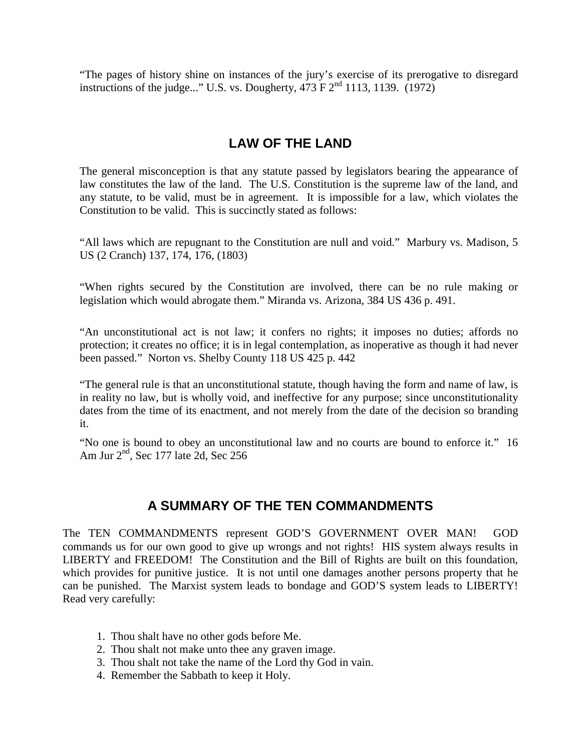"The pages of history shine on instances of the jury's exercise of its prerogative to disregard instructions of the judge..." U.S. vs. Dougherty, 473 F 2nd 1113, 1139. (1972)

## LAW OF THE LAND

The general misconception is that any statute passed by legislators bearing the appearance of law constitutes the law of the land. The U.S. Constitution is the supreme law of the land, and any statute, to be valid, must be in agreement. It is impossible for a law, which violates the Constitution to be valid. This is succinctly stated as follows:

"All laws which are repugnant to the Constitution are null and void." Marbury vs. Madison, 5 US (2 Cranch) 137, 174, 176, (1803)

"When rights secured by the Constitution are involved, there can be no rule making or legislation which would abrogate them." Miranda vs. Arizona, 384 US 436 p. 491.

"An unconstitutional act is not law; it confers no rights; it imposes no duties; affords no protection; it creates no office; it is in legal contemplation, as inoperative as though it had never been passed." Norton vs. Shelby County 118 US 425 p. 442

"The general rule is that an unconstitutional statute, though having the form and name of law, is in reality no law, but is wholly void, and ineffective for any purpose; since unconstitutionality dates from the time of its enactment, and not merely from the date of the decision so branding it.

"No one is bound to obey an unconstitutional law and no courts are bound to enforce it." 16 Am Jur 2nd, Sec 177 late 2d, Sec 256

## A SUMMARY OF THE TEN COMMANDMENTS

The TEN COMMANDMENTS represent GOD'S GOVERNMENT OVER MAN! GOD commands us for our own good to give up wrongs and not rights! HIS system always results in LIBERTY and FREEDOM! The Constitution and the Bill of Rights are built on this foundation, which provides for punitive justice. It is not until one damages another persons property that he can be punished. The Marxist system leads to bondage and GOD'S system leads to LIBERTY! Read very carefully:

1. Thou shalt have no other gods before Me.
2. Thou shalt not make unto thee any graven image.
3. Thou shalt not take the name of the Lord thy God in vain.
4. Remember the Sabbath to keep it Holy.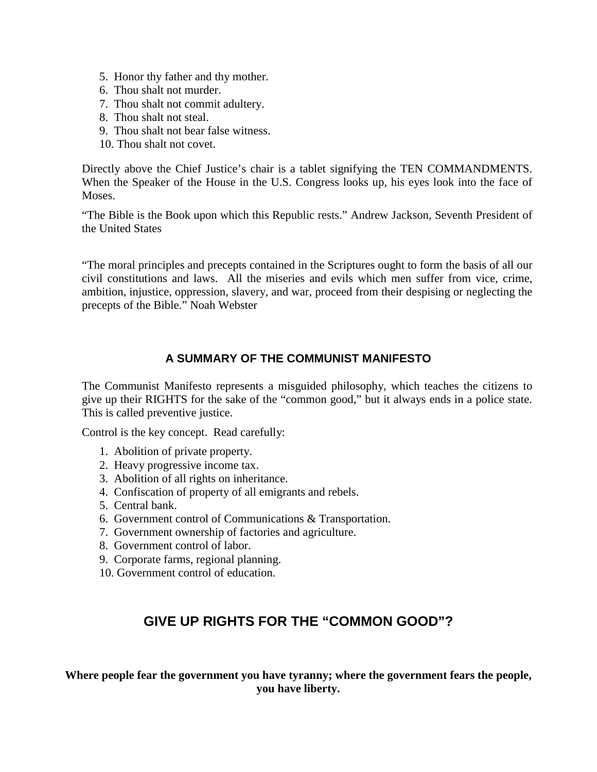5. Honor thy father and thy mother.
6. Thou shalt not murder.
7. Thou shalt not commit adultery.
8. Thou shalt not steal.
9. Thou shalt not bear false witness.
10. Thou shalt not covet.

Directly above the Chief Justice's chair is a tablet signifying the TEN COMMANDMENTS. When the Speaker of the House in the U.S. Congress looks up, his eyes look into the face of Moses.

"The Bible is the Book upon which this Republic rests." Andrew Jackson, Seventh President of the United States

"The moral principles and precepts contained in the Scriptures ought to form the basis of all our civil constitutions and laws. All the miseries and evils which men suffer from vice, crime, ambition, injustice, oppression, slavery, and war, proceed from their despising or neglecting the precepts of the Bible." Noah Webster

### A SUMMARY OF THE COMMUNIST MANIFESTO

The Communist Manifesto represents a misguided philosophy, which teaches the citizens to give up their RIGHTS for the sake of the "common good," but it always ends in a police state. This is called preventive justice.

Control is the key concept. Read carefully:

1. Abolition of private property.
2. Heavy progressive income tax.
3. Abolition of all rights on inheritance.
4. Confiscation of property of all emigrants and rebels.
5. Central bank.
6. Government control of Communications & Transportation.
7. Government ownership of factories and agriculture.
8. Government control of labor.
9. Corporate farms, regional planning.
10. Government control of education.

## GIVE UP RIGHTS FOR THE "COMMON GOOD"?

**Where people fear the government you have tyranny; where the government fears the people, you have liberty.**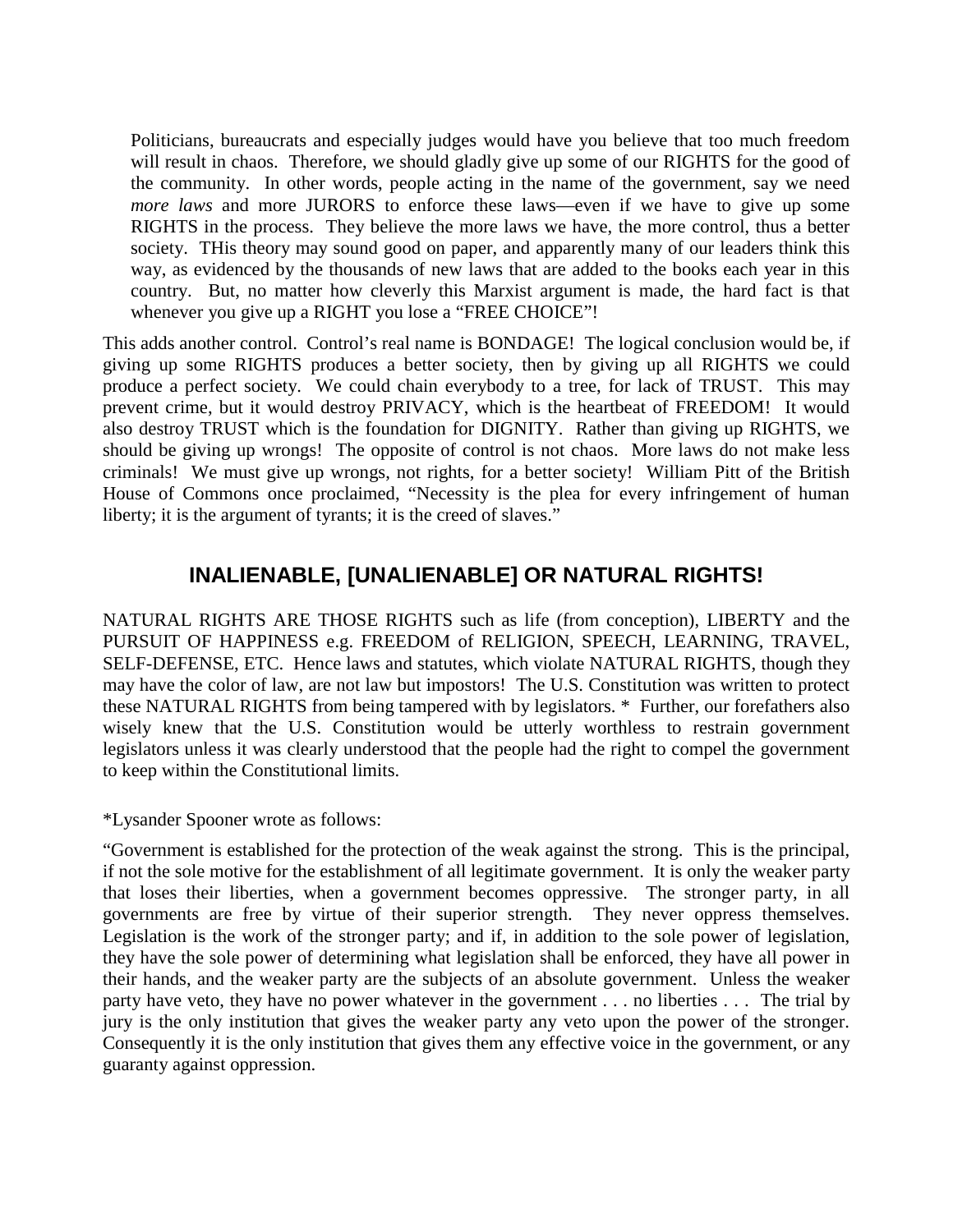> Politicians, bureaucrats and especially judges would have you believe that too much freedom will result in chaos. Therefore, we should gladly give up some of our RIGHTS for the good of the community. In other words, people acting in the name of the government, say we need *more laws* and more JURORS to enforce these laws—even if we have to give up some RIGHTS in the process. They believe the more laws we have, the more control, thus a better society. THis theory may sound good on paper, and apparently many of our leaders think this way, as evidenced by the thousands of new laws that are added to the books each year in this country. But, no matter how cleverly this Marxist argument is made, the hard fact is that whenever you give up a RIGHT you lose a "FREE CHOICE"!

This adds another control. Control's real name is BONDAGE! The logical conclusion would be, if giving up some RIGHTS produces a better society, then by giving up all RIGHTS we could produce a perfect society. We could chain everybody to a tree, for lack of TRUST. This may prevent crime, but it would destroy PRIVACY, which is the heartbeat of FREEDOM! It would also destroy TRUST which is the foundation for DIGNITY. Rather than giving up RIGHTS, we should be giving up wrongs! The opposite of control is not chaos. More laws do not make less criminals! We must give up wrongs, not rights, for a better society! William Pitt of the British House of Commons once proclaimed, "Necessity is the plea for every infringement of human liberty; it is the argument of tyrants; it is the creed of slaves."

## INALIENABLE, [UNALIENABLE] OR NATURAL RIGHTS!

NATURAL RIGHTS ARE THOSE RIGHTS such as life (from conception), LIBERTY and the PURSUIT OF HAPPINESS e.g. FREEDOM of RELIGION, SPEECH, LEARNING, TRAVEL, SELF-DEFENSE, ETC. Hence laws and statutes, which violate NATURAL RIGHTS, though they may have the color of law, are not law but impostors! The U.S. Constitution was written to protect these NATURAL RIGHTS from being tampered with by legislators. * Further, our forefathers also wisely knew that the U.S. Constitution would be utterly worthless to restrain government legislators unless it was clearly understood that the people had the right to compel the government to keep within the Constitutional limits.

*Lysander Spooner wrote as follows:

"Government is established for the protection of the weak against the strong. This is the principal, if not the sole motive for the establishment of all legitimate government. It is only the weaker party that loses their liberties, when a government becomes oppressive. The stronger party, in all governments are free by virtue of their superior strength. They never oppress themselves. Legislation is the work of the stronger party; and if, in addition to the sole power of legislation, they have the sole power of determining what legislation shall be enforced, they have all power in their hands, and the weaker party are the subjects of an absolute government. Unless the weaker party have veto, they have no power whatever in the government . . . no liberties . . . The trial by jury is the only institution that gives the weaker party any veto upon the power of the stronger. Consequently it is the only institution that gives them any effective voice in the government, or any guaranty against oppression.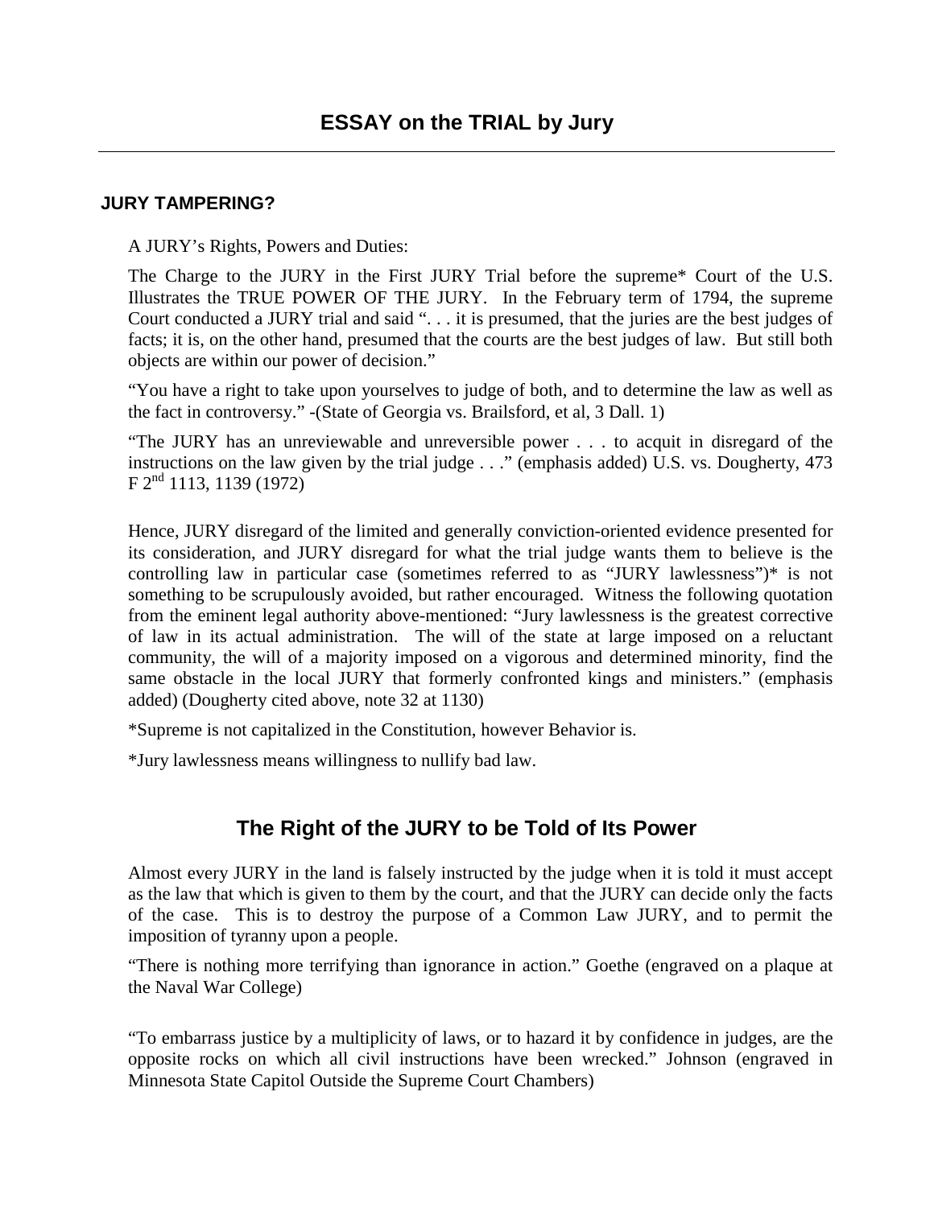# ESSAY on the TRIAL by Jury

### JURY TAMPERING?

A JURY's Rights, Powers and Duties:

The Charge to the JURY in the First JURY Trial before the supreme* Court of the U.S. Illustrates the TRUE POWER OF THE JURY. In the February term of 1794, the supreme Court conducted a JURY trial and said ". . . it is presumed, that the juries are the best judges of facts; it is, on the other hand, presumed that the courts are the best judges of law. But still both objects are within our power of decision."

"You have a right to take upon yourselves to judge of both, and to determine the law as well as the fact in controversy." -(State of Georgia vs. Brailsford, et al, 3 Dall. 1)

"The JURY has an unreviewable and unreversible power . . . to acquit in disregard of the instructions on the law given by the trial judge . . ." (emphasis added) U.S. vs. Dougherty, 473 F 2nd 1113, 1139 (1972)

Hence, JURY disregard of the limited and generally conviction-oriented evidence presented for its consideration, and JURY disregard for what the trial judge wants them to believe is the controlling law in particular case (sometimes referred to as "JURY lawlessness")* is not something to be scrupulously avoided, but rather encouraged. Witness the following quotation from the eminent legal authority above-mentioned: "Jury lawlessness is the greatest corrective of law in its actual administration. The will of the state at large imposed on a reluctant community, the will of a majority imposed on a vigorous and determined minority, find the same obstacle in the local JURY that formerly confronted kings and ministers." (emphasis added) (Dougherty cited above, note 32 at 1130)

*Supreme is not capitalized in the Constitution, however Behavior is.

*Jury lawlessness means willingness to nullify bad law.

## The Right of the JURY to be Told of Its Power

Almost every JURY in the land is falsely instructed by the judge when it is told it must accept as the law that which is given to them by the court, and that the JURY can decide only the facts of the case. This is to destroy the purpose of a Common Law JURY, and to permit the imposition of tyranny upon a people.

"There is nothing more terrifying than ignorance in action." Goethe (engraved on a plaque at the Naval War College)

"To embarrass justice by a multiplicity of laws, or to hazard it by confidence in judges, are the opposite rocks on which all civil instructions have been wrecked." Johnson (engraved in Minnesota State Capitol Outside the Supreme Court Chambers)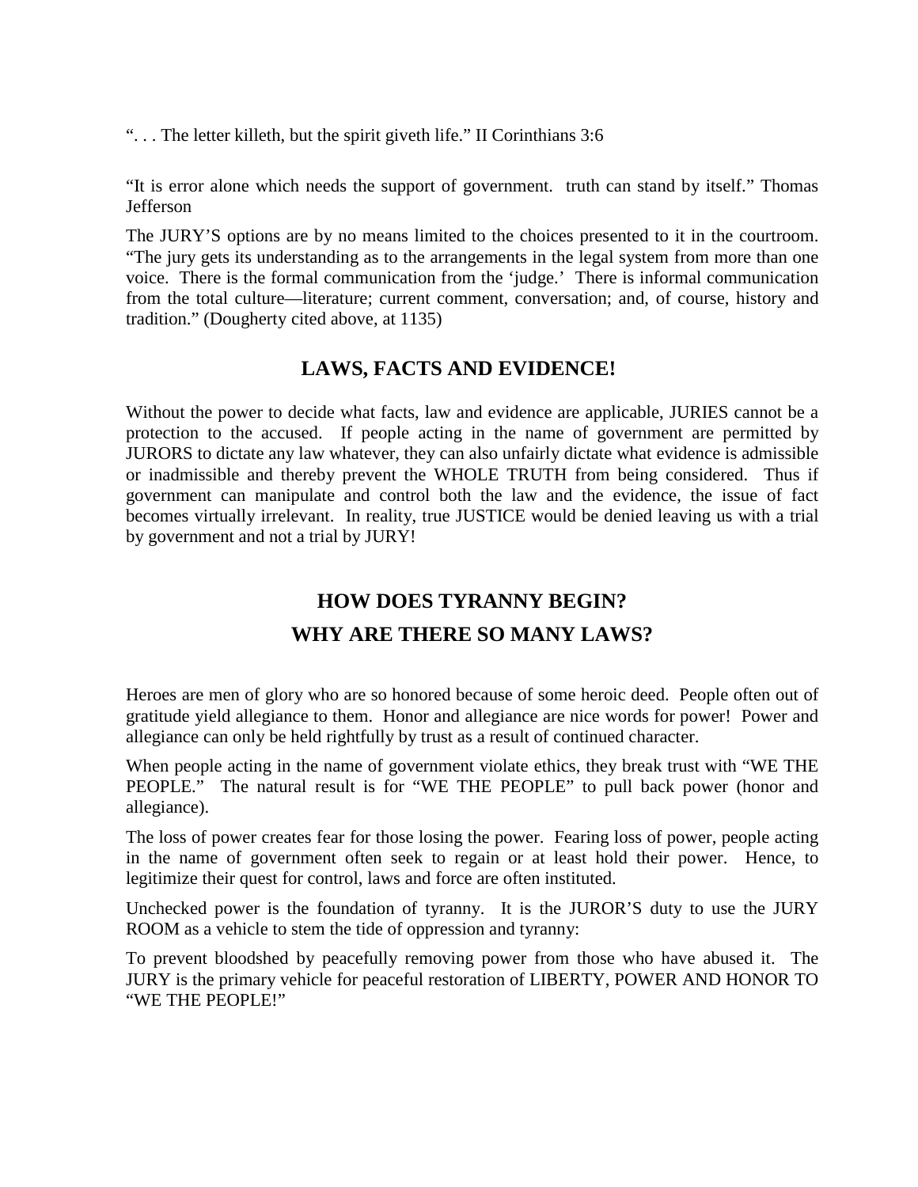". . . The letter killeth, but the spirit giveth life." II Corinthians 3:6

"It is error alone which needs the support of government. truth can stand by itself." Thomas Jefferson

The JURY'S options are by no means limited to the choices presented to it in the courtroom. "The jury gets its understanding as to the arrangements in the legal system from more than one voice. There is the formal communication from the 'judge.' There is informal communication from the total culture—literature; current comment, conversation; and, of course, history and tradition." (Dougherty cited above, at 1135)

## LAWS, FACTS AND EVIDENCE!

Without the power to decide what facts, law and evidence are applicable, JURIES cannot be a protection to the accused. If people acting in the name of government are permitted by JURORS to dictate any law whatever, they can also unfairly dictate what evidence is admissible or inadmissible and thereby prevent the WHOLE TRUTH from being considered. Thus if government can manipulate and control both the law and the evidence, the issue of fact becomes virtually irrelevant. In reality, true JUSTICE would be denied leaving us with a trial by government and not a trial by JURY!

## HOW DOES TYRANNY BEGIN?
## WHY ARE THERE SO MANY LAWS?

Heroes are men of glory who are so honored because of some heroic deed. People often out of gratitude yield allegiance to them. Honor and allegiance are nice words for power! Power and allegiance can only be held rightfully by trust as a result of continued character.

When people acting in the name of government violate ethics, they break trust with "WE THE PEOPLE." The natural result is for "WE THE PEOPLE" to pull back power (honor and allegiance).

The loss of power creates fear for those losing the power. Fearing loss of power, people acting in the name of government often seek to regain or at least hold their power. Hence, to legitimize their quest for control, laws and force are often instituted.

Unchecked power is the foundation of tyranny. It is the JUROR'S duty to use the JURY ROOM as a vehicle to stem the tide of oppression and tyranny:

To prevent bloodshed by peacefully removing power from those who have abused it. The JURY is the primary vehicle for peaceful restoration of LIBERTY, POWER AND HONOR TO "WE THE PEOPLE!"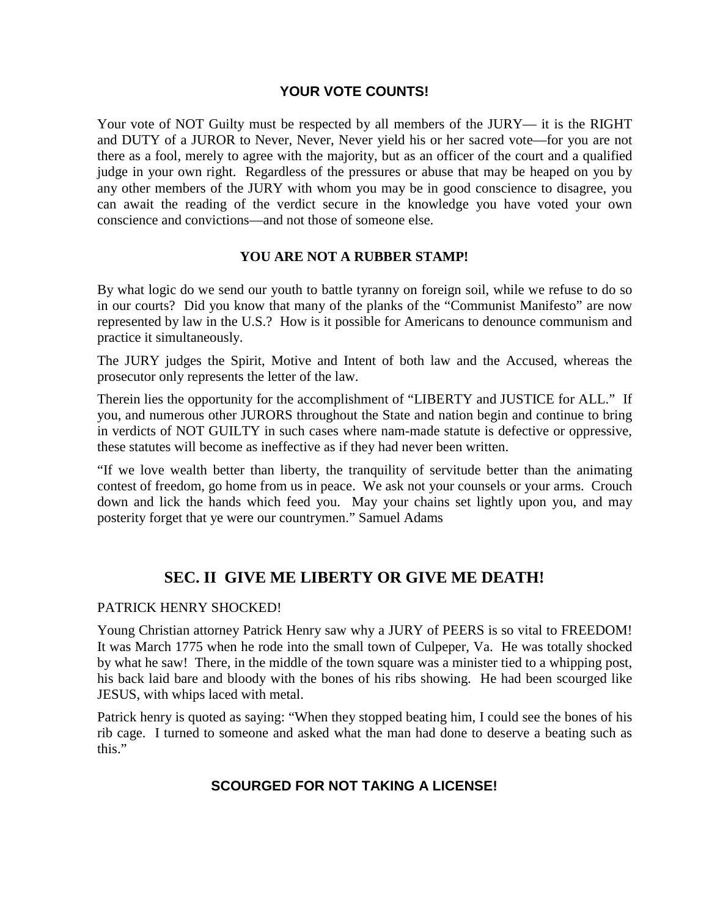### YOUR VOTE COUNTS!

Your vote of NOT Guilty must be respected by all members of the JURY— it is the RIGHT and DUTY of a JUROR to Never, Never, Never yield his or her sacred vote—for you are not there as a fool, merely to agree with the majority, but as an officer of the court and a qualified judge in your own right. Regardless of the pressures or abuse that may be heaped on you by any other members of the JURY with whom you may be in good conscience to disagree, you can await the reading of the verdict secure in the knowledge you have voted your own conscience and convictions—and not those of someone else.

### YOU ARE NOT A RUBBER STAMP!

By what logic do we send our youth to battle tyranny on foreign soil, while we refuse to do so in our courts? Did you know that many of the planks of the "Communist Manifesto" are now represented by law in the U.S.? How is it possible for Americans to denounce communism and practice it simultaneously.

The JURY judges the Spirit, Motive and Intent of both law and the Accused, whereas the prosecutor only represents the letter of the law.

Therein lies the opportunity for the accomplishment of "LIBERTY and JUSTICE for ALL." If you, and numerous other JURORS throughout the State and nation begin and continue to bring in verdicts of NOT GUILTY in such cases where nam-made statute is defective or oppressive, these statutes will become as ineffective as if they had never been written.

"If we love wealth better than liberty, the tranquility of servitude better than the animating contest of freedom, go home from us in peace. We ask not your counsels or your arms. Crouch down and lick the hands which feed you. May your chains set lightly upon you, and may posterity forget that ye were our countrymen." Samuel Adams

## SEC. II GIVE ME LIBERTY OR GIVE ME DEATH!

PATRICK HENRY SHOCKED!

Young Christian attorney Patrick Henry saw why a JURY of PEERS is so vital to FREEDOM! It was March 1775 when he rode into the small town of Culpeper, Va. He was totally shocked by what he saw! There, in the middle of the town square was a minister tied to a whipping post, his back laid bare and bloody with the bones of his ribs showing. He had been scourged like JESUS, with whips laced with metal.

Patrick henry is quoted as saying: "When they stopped beating him, I could see the bones of his rib cage. I turned to someone and asked what the man had done to deserve a beating such as this."

### SCOURGED FOR NOT TAKING A LICENSE!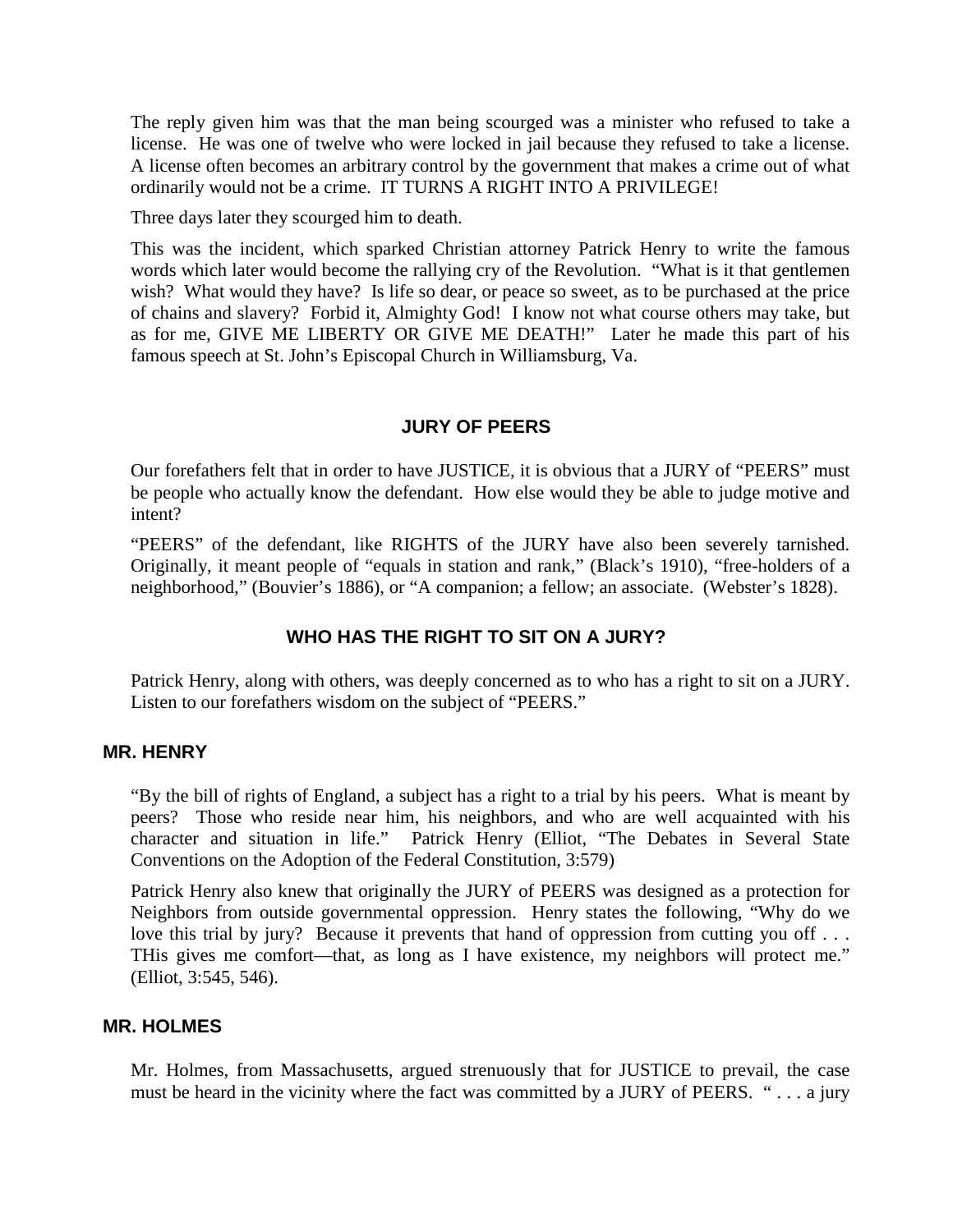The reply given him was that the man being scourged was a minister who refused to take a license. He was one of twelve who were locked in jail because they refused to take a license. A license often becomes an arbitrary control by the government that makes a crime out of what ordinarily would not be a crime. IT TURNS A RIGHT INTO A PRIVILEGE!

Three days later they scourged him to death.

This was the incident, which sparked Christian attorney Patrick Henry to write the famous words which later would become the rallying cry of the Revolution. "What is it that gentlemen wish? What would they have? Is life so dear, or peace so sweet, as to be purchased at the price of chains and slavery? Forbid it, Almighty God! I know not what course others may take, but as for me, GIVE ME LIBERTY OR GIVE ME DEATH!" Later he made this part of his famous speech at St. John's Episcopal Church in Williamsburg, Va.

## JURY OF PEERS

Our forefathers felt that in order to have JUSTICE, it is obvious that a JURY of "PEERS" must be people who actually know the defendant. How else would they be able to judge motive and intent?

"PEERS" of the defendant, like RIGHTS of the JURY have also been severely tarnished. Originally, it meant people of "equals in station and rank," (Black's 1910), "free-holders of a neighborhood," (Bouvier's 1886), or "A companion; a fellow; an associate. (Webster's 1828).

## WHO HAS THE RIGHT TO SIT ON A JURY?

Patrick Henry, along with others, was deeply concerned as to who has a right to sit on a JURY. Listen to our forefathers wisdom on the subject of "PEERS."

### MR. HENRY

"By the bill of rights of England, a subject has a right to a trial by his peers. What is meant by peers? Those who reside near him, his neighbors, and who are well acquainted with his character and situation in life." Patrick Henry (Elliot, "The Debates in Several State Conventions on the Adoption of the Federal Constitution, 3:579)

Patrick Henry also knew that originally the JURY of PEERS was designed as a protection for Neighbors from outside governmental oppression. Henry states the following, "Why do we love this trial by jury? Because it prevents that hand of oppression from cutting you off . . . THis gives me comfort—that, as long as I have existence, my neighbors will protect me." (Elliot, 3:545, 546).

### MR. HOLMES

Mr. Holmes, from Massachusetts, argued strenuously that for JUSTICE to prevail, the case must be heard in the vicinity where the fact was committed by a JURY of PEERS. " . . . a jury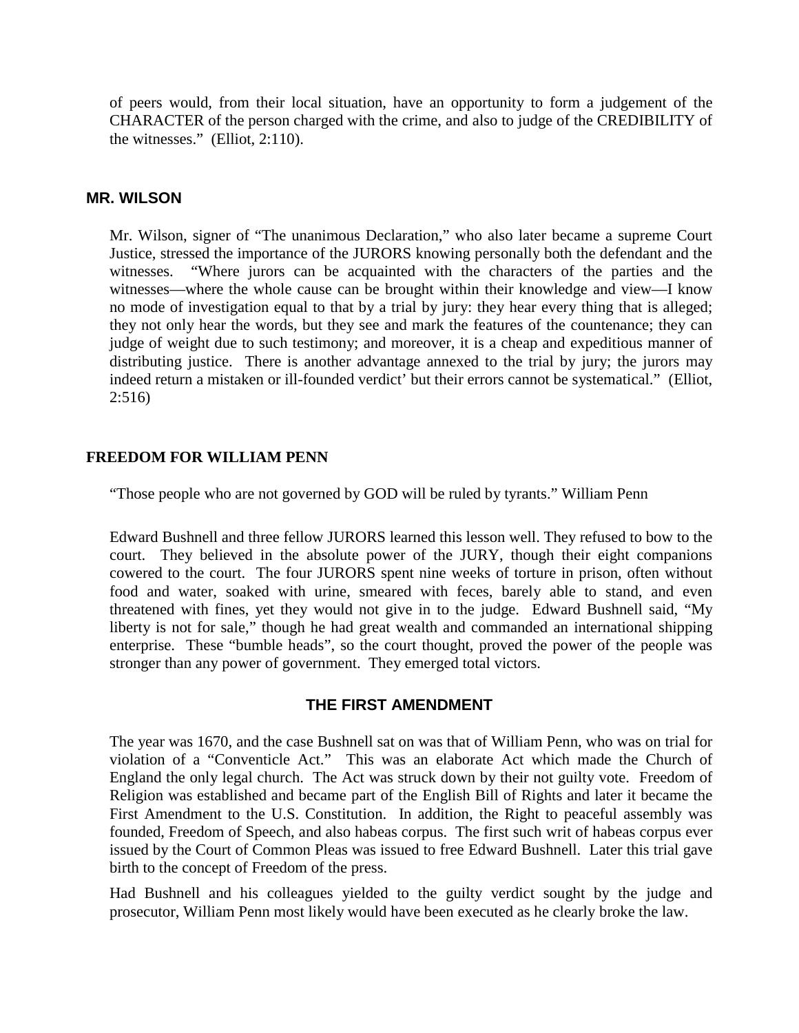of peers would, from their local situation, have an opportunity to form a judgement of the CHARACTER of the person charged with the crime, and also to judge of the CREDIBILITY of the witnesses." (Elliot, 2:110).

## MR. WILSON

Mr. Wilson, signer of "The unanimous Declaration," who also later became a supreme Court Justice, stressed the importance of the JURORS knowing personally both the defendant and the witnesses. "Where jurors can be acquainted with the characters of the parties and the witnesses—where the whole cause can be brought within their knowledge and view—I know no mode of investigation equal to that by a trial by jury: they hear every thing that is alleged; they not only hear the words, but they see and mark the features of the countenance; they can judge of weight due to such testimony; and moreover, it is a cheap and expeditious manner of distributing justice. There is another advantage annexed to the trial by jury; the jurors may indeed return a mistaken or ill-founded verdict' but their errors cannot be systematical." (Elliot, 2:516)

## FREEDOM FOR WILLIAM PENN

"Those people who are not governed by GOD will be ruled by tyrants." William Penn

Edward Bushnell and three fellow JURORS learned this lesson well. They refused to bow to the court. They believed in the absolute power of the JURY, though their eight companions cowered to the court. The four JURORS spent nine weeks of torture in prison, often without food and water, soaked with urine, smeared with feces, barely able to stand, and even threatened with fines, yet they would not give in to the judge. Edward Bushnell said, "My liberty is not for sale," though he had great wealth and commanded an international shipping enterprise. These "bumble heads", so the court thought, proved the power of the people was stronger than any power of government. They emerged total victors.

## THE FIRST AMENDMENT

The year was 1670, and the case Bushnell sat on was that of William Penn, who was on trial for violation of a "Conventicle Act." This was an elaborate Act which made the Church of England the only legal church. The Act was struck down by their not guilty vote. Freedom of Religion was established and became part of the English Bill of Rights and later it became the First Amendment to the U.S. Constitution. In addition, the Right to peaceful assembly was founded, Freedom of Speech, and also habeas corpus. The first such writ of habeas corpus ever issued by the Court of Common Pleas was issued to free Edward Bushnell. Later this trial gave birth to the concept of Freedom of the press.

Had Bushnell and his colleagues yielded to the guilty verdict sought by the judge and prosecutor, William Penn most likely would have been executed as he clearly broke the law.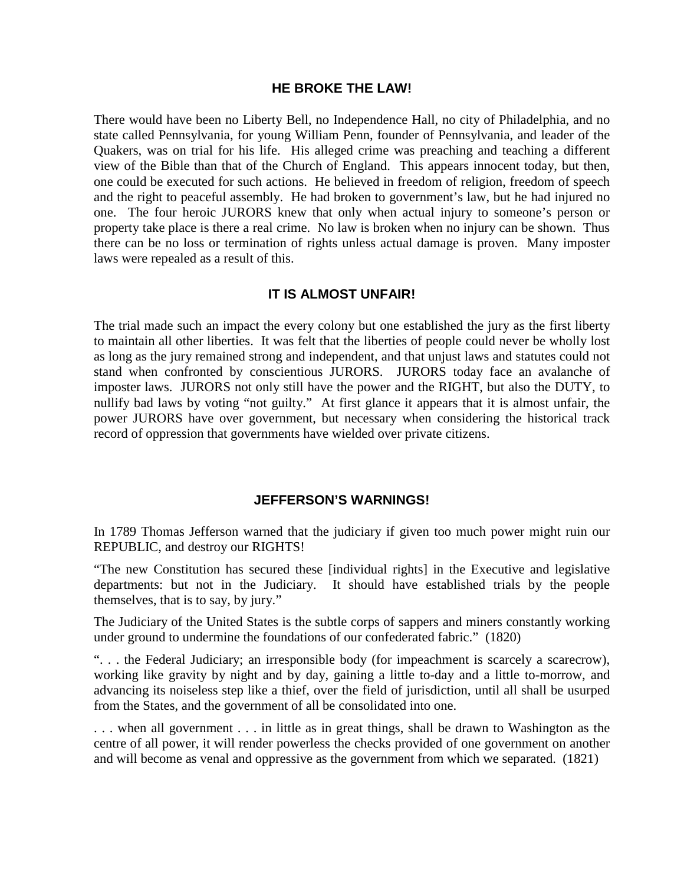## HE BROKE THE LAW!

There would have been no Liberty Bell, no Independence Hall, no city of Philadelphia, and no state called Pennsylvania, for young William Penn, founder of Pennsylvania, and leader of the Quakers, was on trial for his life. His alleged crime was preaching and teaching a different view of the Bible than that of the Church of England. This appears innocent today, but then, one could be executed for such actions. He believed in freedom of religion, freedom of speech and the right to peaceful assembly. He had broken to government's law, but he had injured no one. The four heroic JURORS knew that only when actual injury to someone's person or property take place is there a real crime. No law is broken when no injury can be shown. Thus there can be no loss or termination of rights unless actual damage is proven. Many imposter laws were repealed as a result of this.

## IT IS ALMOST UNFAIR!

The trial made such an impact the every colony but one established the jury as the first liberty to maintain all other liberties. It was felt that the liberties of people could never be wholly lost as long as the jury remained strong and independent, and that unjust laws and statutes could not stand when confronted by conscientious JURORS. JURORS today face an avalanche of imposter laws. JURORS not only still have the power and the RIGHT, but also the DUTY, to nullify bad laws by voting "not guilty." At first glance it appears that it is almost unfair, the power JURORS have over government, but necessary when considering the historical track record of oppression that governments have wielded over private citizens.

## JEFFERSON'S WARNINGS!

In 1789 Thomas Jefferson warned that the judiciary if given too much power might ruin our REPUBLIC, and destroy our RIGHTS!

"The new Constitution has secured these [individual rights] in the Executive and legislative departments: but not in the Judiciary. It should have established trials by the people themselves, that is to say, by jury."

The Judiciary of the United States is the subtle corps of sappers and miners constantly working under ground to undermine the foundations of our confederated fabric." (1820)

". . . the Federal Judiciary; an irresponsible body (for impeachment is scarcely a scarecrow), working like gravity by night and by day, gaining a little to-day and a little to-morrow, and advancing its noiseless step like a thief, over the field of jurisdiction, until all shall be usurped from the States, and the government of all be consolidated into one.

. . . when all government . . . in little as in great things, shall be drawn to Washington as the centre of all power, it will render powerless the checks provided of one government on another and will become as venal and oppressive as the government from which we separated. (1821)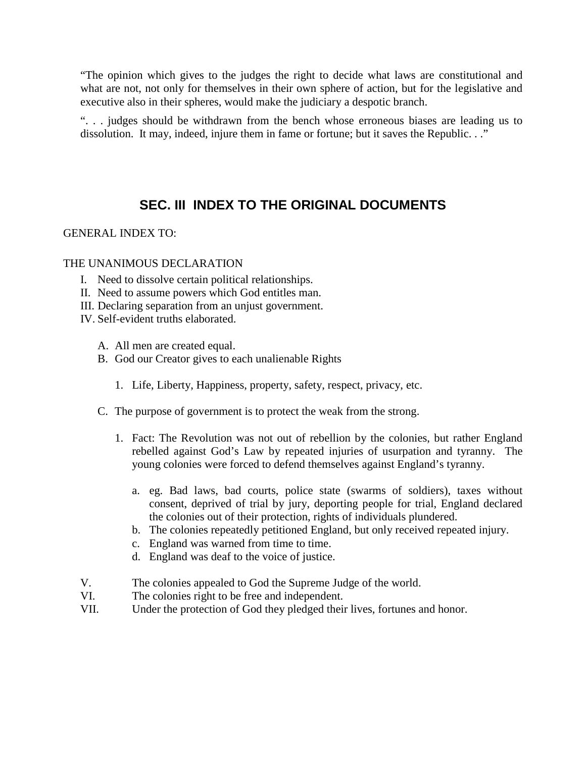"The opinion which gives to the judges the right to decide what laws are constitutional and what are not, not only for themselves in their own sphere of action, but for the legislative and executive also in their spheres, would make the judiciary a despotic branch.

". . . judges should be withdrawn from the bench whose erroneous biases are leading us to dissolution. It may, indeed, injure them in fame or fortune; but it saves the Republic. . ."

## SEC. III INDEX TO THE ORIGINAL DOCUMENTS

GENERAL INDEX TO:

THE UNANIMOUS DECLARATION

I. Need to dissolve certain political relationships.
II. Need to assume powers which God entitles man.
III. Declaring separation from an unjust government.
IV. Self-evident truths elaborated.

   A. All men are created equal.
   B. God our Creator gives to each unalienable Rights

      1. Life, Liberty, Happiness, property, safety, respect, privacy, etc.

   C. The purpose of government is to protect the weak from the strong.

      1. Fact: The Revolution was not out of rebellion by the colonies, but rather England rebelled against God's Law by repeated injuries of usurpation and tyranny. The young colonies were forced to defend themselves against England's tyranny.

         a. eg. Bad laws, bad courts, police state (swarms of soldiers), taxes without consent, deprived of trial by jury, deporting people for trial, England declared the colonies out of their protection, rights of individuals plundered.
         b. The colonies repeatedly petitioned England, but only received repeated injury.
         c. England was warned from time to time.
         d. England was deaf to the voice of justice.

V. The colonies appealed to God the Supreme Judge of the world.
VI. The colonies right to be free and independent.
VII. Under the protection of God they pledged their lives, fortunes and honor.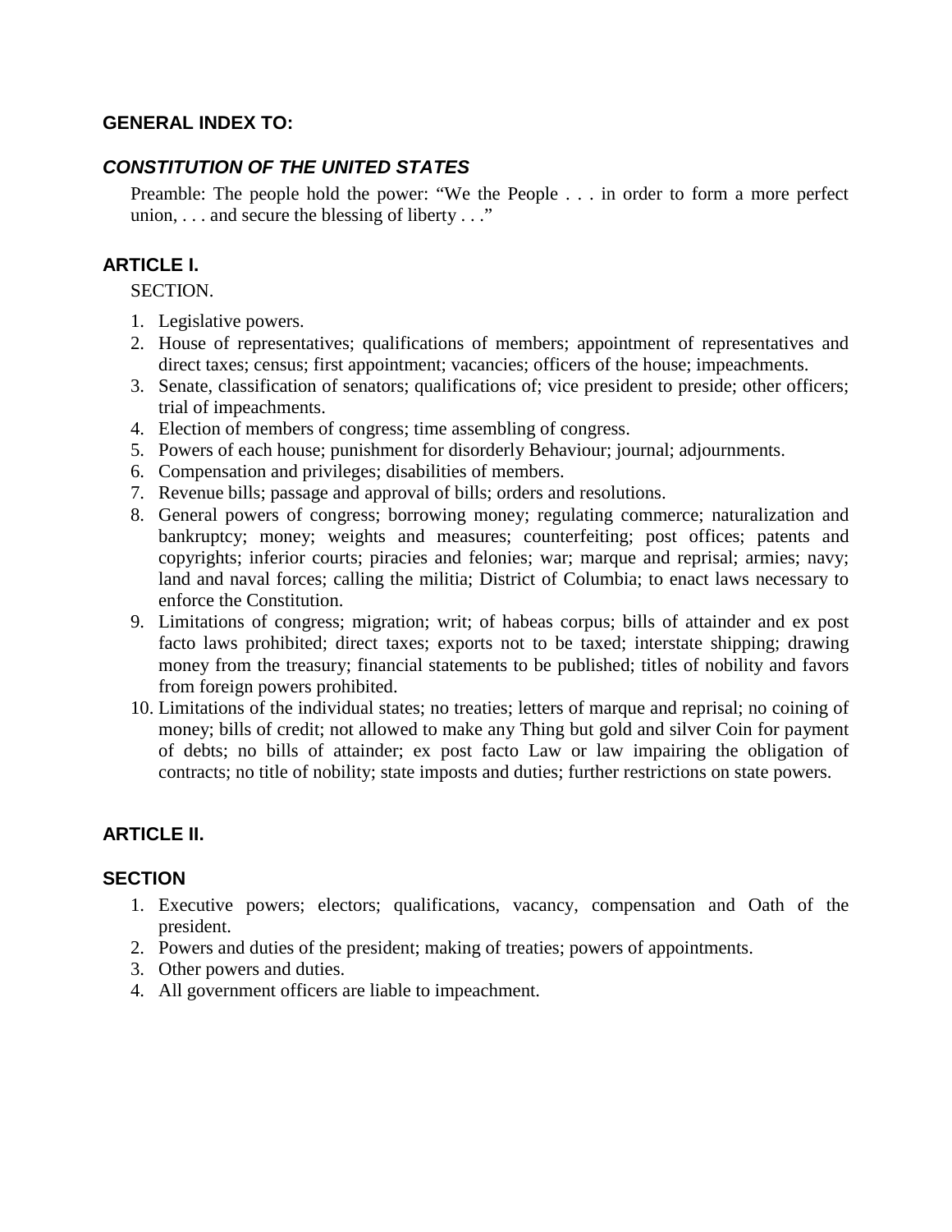## GENERAL INDEX TO:

### *CONSTITUTION OF THE UNITED STATES*

Preamble: The people hold the power: "We the People . . . in order to form a more perfect union, . . . and secure the blessing of liberty . . ."

## ARTICLE I.

SECTION.

1. Legislative powers.
2. House of representatives; qualifications of members; appointment of representatives and direct taxes; census; first appointment; vacancies; officers of the house; impeachments.
3. Senate, classification of senators; qualifications of; vice president to preside; other officers; trial of impeachments.
4. Election of members of congress; time assembling of congress.
5. Powers of each house; punishment for disorderly Behaviour; journal; adjournments.
6. Compensation and privileges; disabilities of members.
7. Revenue bills; passage and approval of bills; orders and resolutions.
8. General powers of congress; borrowing money; regulating commerce; naturalization and bankruptcy; money; weights and measures; counterfeiting; post offices; patents and copyrights; inferior courts; piracies and felonies; war; marque and reprisal; armies; navy; land and naval forces; calling the militia; District of Columbia; to enact laws necessary to enforce the Constitution.
9. Limitations of congress; migration; writ; of habeas corpus; bills of attainder and ex post facto laws prohibited; direct taxes; exports not to be taxed; interstate shipping; drawing money from the treasury; financial statements to be published; titles of nobility and favors from foreign powers prohibited.
10. Limitations of the individual states; no treaties; letters of marque and reprisal; no coining of money; bills of credit; not allowed to make any Thing but gold and silver Coin for payment of debts; no bills of attainder; ex post facto Law or law impairing the obligation of contracts; no title of nobility; state imposts and duties; further restrictions on state powers.

## ARTICLE II.

### SECTION

1. Executive powers; electors; qualifications, vacancy, compensation and Oath of the president.
2. Powers and duties of the president; making of treaties; powers of appointments.
3. Other powers and duties.
4. All government officers are liable to impeachment.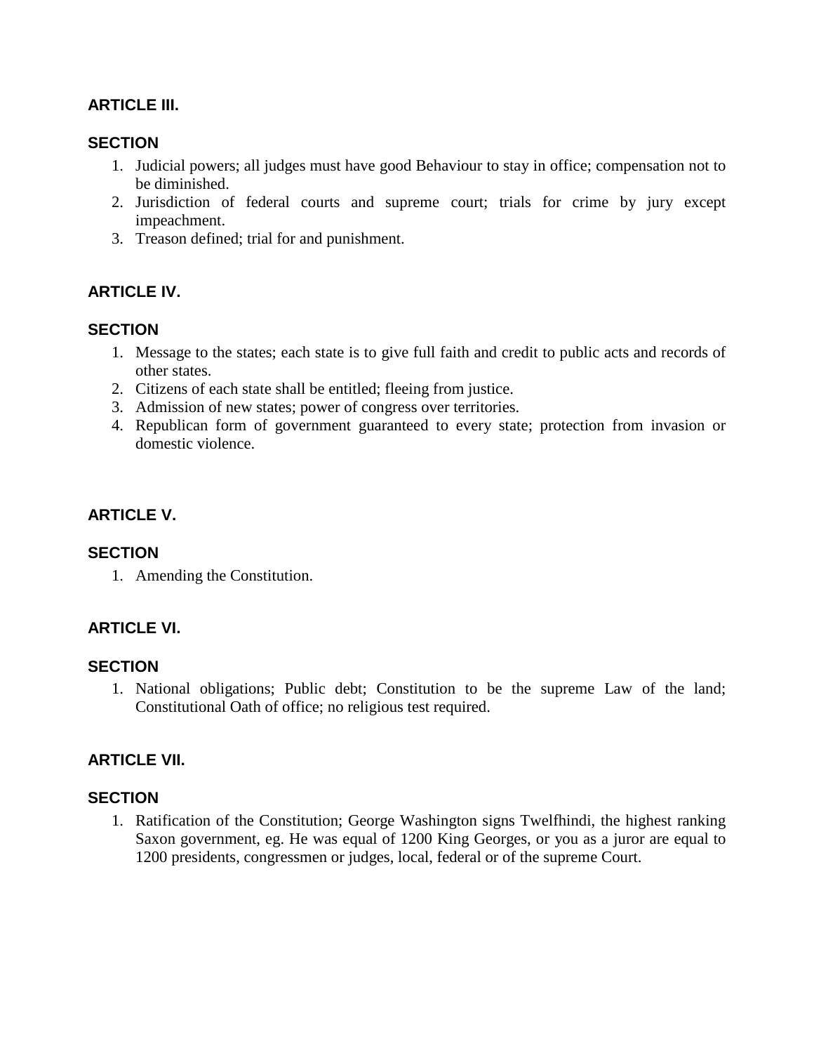### ARTICLE III.

### SECTION

1. Judicial powers; all judges must have good Behaviour to stay in office; compensation not to be diminished.
2. Jurisdiction of federal courts and supreme court; trials for crime by jury except impeachment.
3. Treason defined; trial for and punishment.

### ARTICLE IV.

### SECTION

1. Message to the states; each state is to give full faith and credit to public acts and records of other states.
2. Citizens of each state shall be entitled; fleeing from justice.
3. Admission of new states; power of congress over territories.
4. Republican form of government guaranteed to every state; protection from invasion or domestic violence.

### ARTICLE V.

### SECTION

1. Amending the Constitution.

### ARTICLE VI.

### SECTION

1. National obligations; Public debt; Constitution to be the supreme Law of the land; Constitutional Oath of office; no religious test required.

### ARTICLE VII.

### SECTION

1. Ratification of the Constitution; George Washington signs Twelfhindi, the highest ranking Saxon government, eg. He was equal of 1200 King Georges, or you as a juror are equal to 1200 presidents, congressmen or judges, local, federal or of the supreme Court.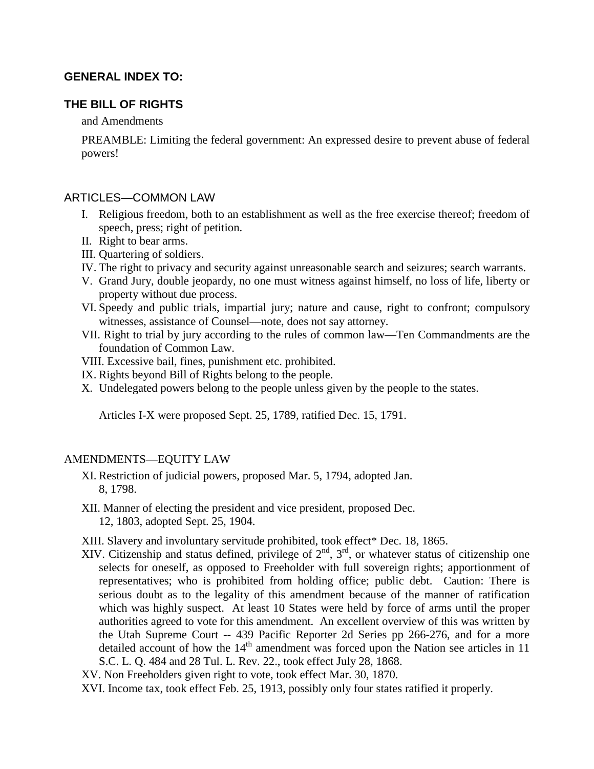### GENERAL INDEX TO:

### THE BILL OF RIGHTS

and Amendments

PREAMBLE: Limiting the federal government: An expressed desire to prevent abuse of federal powers!

## ARTICLES—COMMON LAW

- I. Religious freedom, both to an establishment as well as the free exercise thereof; freedom of speech, press; right of petition.
- II. Right to bear arms.
- III. Quartering of soldiers.
- IV. The right to privacy and security against unreasonable search and seizures; search warrants.
- V. Grand Jury, double jeopardy, no one must witness against himself, no loss of life, liberty or property without due process.
- VI. Speedy and public trials, impartial jury; nature and cause, right to confront; compulsory witnesses, assistance of Counsel—note, does not say attorney.
- VII. Right to trial by jury according to the rules of common law—Ten Commandments are the foundation of Common Law.
- VIII. Excessive bail, fines, punishment etc. prohibited.
- IX. Rights beyond Bill of Rights belong to the people.
- X. Undelegated powers belong to the people unless given by the people to the states.

Articles I-X were proposed Sept. 25, 1789, ratified Dec. 15, 1791.

## AMENDMENTS—EQUITY LAW

- XI. Restriction of judicial powers, proposed Mar. 5, 1794, adopted Jan. 8, 1798.
- XII. Manner of electing the president and vice president, proposed Dec. 12, 1803, adopted Sept. 25, 1904.
- XIII. Slavery and involuntary servitude prohibited, took effect* Dec. 18, 1865.
- XIV. Citizenship and status defined, privilege of 2nd, 3rd, or whatever status of citizenship one selects for oneself, as opposed to Freeholder with full sovereign rights; apportionment of representatives; who is prohibited from holding office; public debt. Caution: There is serious doubt as to the legality of this amendment because of the manner of ratification which was highly suspect. At least 10 States were held by force of arms until the proper authorities agreed to vote for this amendment. An excellent overview of this was written by the Utah Supreme Court -- 439 Pacific Reporter 2d Series pp 266-276, and for a more detailed account of how the 14th amendment was forced upon the Nation see articles in 11 S.C. L. Q. 484 and 28 Tul. L. Rev. 22., took effect July 28, 1868.
- XV. Non Freeholders given right to vote, took effect Mar. 30, 1870.
- XVI. Income tax, took effect Feb. 25, 1913, possibly only four states ratified it properly.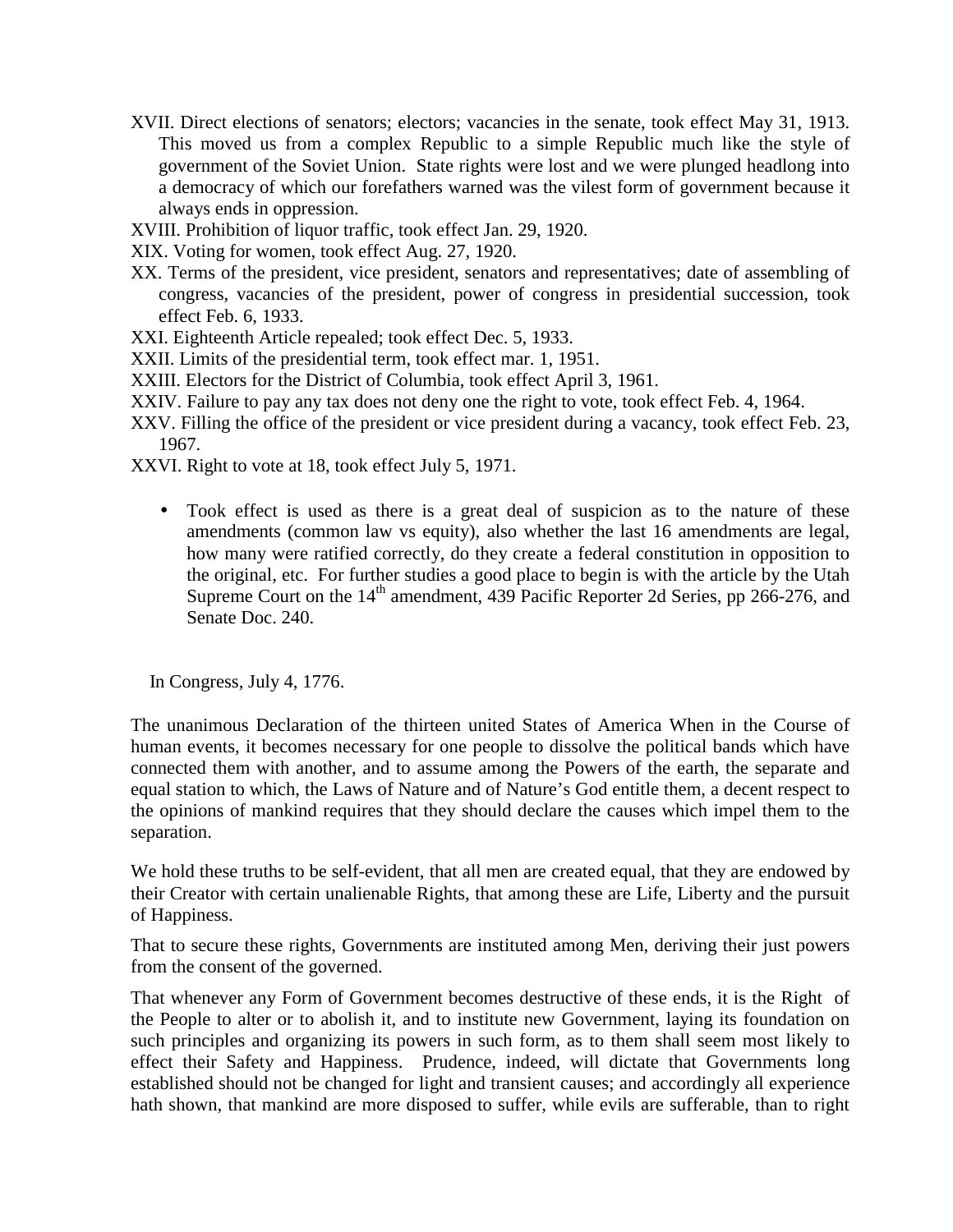XVII. Direct elections of senators; electors; vacancies in the senate, took effect May 31, 1913. This moved us from a complex Republic to a simple Republic much like the style of government of the Soviet Union. State rights were lost and we were plunged headlong into a democracy of which our forefathers warned was the vilest form of government because it always ends in oppression.

XVIII. Prohibition of liquor traffic, took effect Jan. 29, 1920.

XIX. Voting for women, took effect Aug. 27, 1920.

XX. Terms of the president, vice president, senators and representatives; date of assembling of congress, vacancies of the president, power of congress in presidential succession, took effect Feb. 6, 1933.

XXI. Eighteenth Article repealed; took effect Dec. 5, 1933.

XXII. Limits of the presidential term, took effect mar. 1, 1951.

XXIII. Electors for the District of Columbia, took effect April 3, 1961.

XXIV. Failure to pay any tax does not deny one the right to vote, took effect Feb. 4, 1964.

XXV. Filling the office of the president or vice president during a vacancy, took effect Feb. 23, 1967.

XXVI. Right to vote at 18, took effect July 5, 1971.

- Took effect is used as there is a great deal of suspicion as to the nature of these amendments (common law vs equity), also whether the last 16 amendments are legal, how many were ratified correctly, do they create a federal constitution in opposition to the original, etc. For further studies a good place to begin is with the article by the Utah Supreme Court on the 14th amendment, 439 Pacific Reporter 2d Series, pp 266-276, and Senate Doc. 240.

In Congress, July 4, 1776.

The unanimous Declaration of the thirteen united States of America When in the Course of human events, it becomes necessary for one people to dissolve the political bands which have connected them with another, and to assume among the Powers of the earth, the separate and equal station to which, the Laws of Nature and of Nature's God entitle them, a decent respect to the opinions of mankind requires that they should declare the causes which impel them to the separation.

We hold these truths to be self-evident, that all men are created equal, that they are endowed by their Creator with certain unalienable Rights, that among these are Life, Liberty and the pursuit of Happiness.

That to secure these rights, Governments are instituted among Men, deriving their just powers from the consent of the governed.

That whenever any Form of Government becomes destructive of these ends, it is the Right of the People to alter or to abolish it, and to institute new Government, laying its foundation on such principles and organizing its powers in such form, as to them shall seem most likely to effect their Safety and Happiness. Prudence, indeed, will dictate that Governments long established should not be changed for light and transient causes; and accordingly all experience hath shown, that mankind are more disposed to suffer, while evils are sufferable, than to right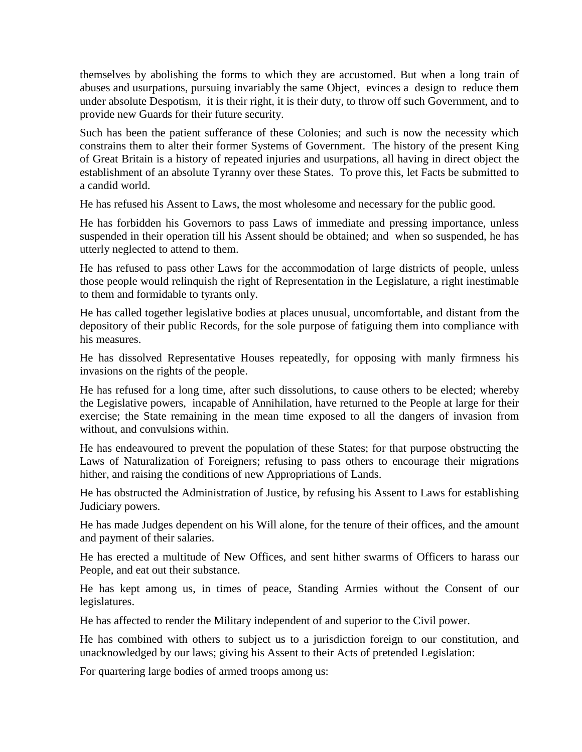themselves by abolishing the forms to which they are accustomed. But when a long train of abuses and usurpations, pursuing invariably the same Object, evinces a design to reduce them under absolute Despotism, it is their right, it is their duty, to throw off such Government, and to provide new Guards for their future security.

Such has been the patient sufferance of these Colonies; and such is now the necessity which constrains them to alter their former Systems of Government. The history of the present King of Great Britain is a history of repeated injuries and usurpations, all having in direct object the establishment of an absolute Tyranny over these States. To prove this, let Facts be submitted to a candid world.

He has refused his Assent to Laws, the most wholesome and necessary for the public good.

He has forbidden his Governors to pass Laws of immediate and pressing importance, unless suspended in their operation till his Assent should be obtained; and when so suspended, he has utterly neglected to attend to them.

He has refused to pass other Laws for the accommodation of large districts of people, unless those people would relinquish the right of Representation in the Legislature, a right inestimable to them and formidable to tyrants only.

He has called together legislative bodies at places unusual, uncomfortable, and distant from the depository of their public Records, for the sole purpose of fatiguing them into compliance with his measures.

He has dissolved Representative Houses repeatedly, for opposing with manly firmness his invasions on the rights of the people.

He has refused for a long time, after such dissolutions, to cause others to be elected; whereby the Legislative powers, incapable of Annihilation, have returned to the People at large for their exercise; the State remaining in the mean time exposed to all the dangers of invasion from without, and convulsions within.

He has endeavoured to prevent the population of these States; for that purpose obstructing the Laws of Naturalization of Foreigners; refusing to pass others to encourage their migrations hither, and raising the conditions of new Appropriations of Lands.

He has obstructed the Administration of Justice, by refusing his Assent to Laws for establishing Judiciary powers.

He has made Judges dependent on his Will alone, for the tenure of their offices, and the amount and payment of their salaries.

He has erected a multitude of New Offices, and sent hither swarms of Officers to harass our People, and eat out their substance.

He has kept among us, in times of peace, Standing Armies without the Consent of our legislatures.

He has affected to render the Military independent of and superior to the Civil power.

He has combined with others to subject us to a jurisdiction foreign to our constitution, and unacknowledged by our laws; giving his Assent to their Acts of pretended Legislation:

For quartering large bodies of armed troops among us: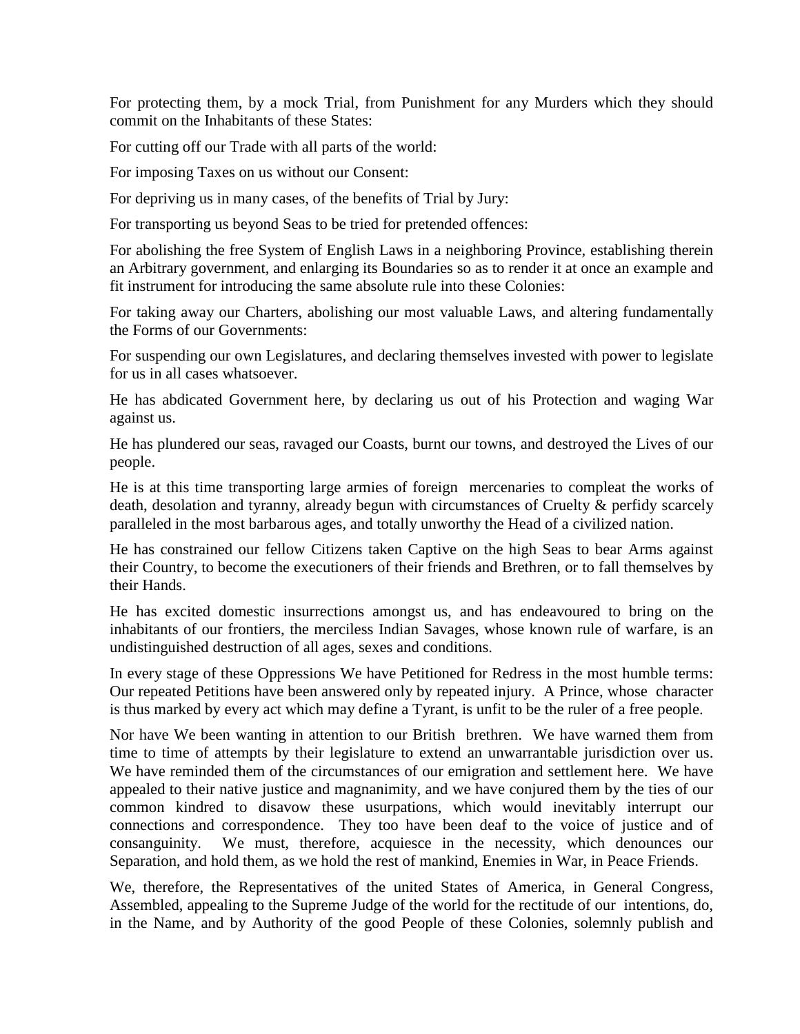For protecting them, by a mock Trial, from Punishment for any Murders which they should commit on the Inhabitants of these States:

For cutting off our Trade with all parts of the world:

For imposing Taxes on us without our Consent:

For depriving us in many cases, of the benefits of Trial by Jury:

For transporting us beyond Seas to be tried for pretended offences:

For abolishing the free System of English Laws in a neighboring Province, establishing therein an Arbitrary government, and enlarging its Boundaries so as to render it at once an example and fit instrument for introducing the same absolute rule into these Colonies:

For taking away our Charters, abolishing our most valuable Laws, and altering fundamentally the Forms of our Governments:

For suspending our own Legislatures, and declaring themselves invested with power to legislate for us in all cases whatsoever.

He has abdicated Government here, by declaring us out of his Protection and waging War against us.

He has plundered our seas, ravaged our Coasts, burnt our towns, and destroyed the Lives of our people.

He is at this time transporting large armies of foreign mercenaries to compleat the works of death, desolation and tyranny, already begun with circumstances of Cruelty & perfidy scarcely paralleled in the most barbarous ages, and totally unworthy the Head of a civilized nation.

He has constrained our fellow Citizens taken Captive on the high Seas to bear Arms against their Country, to become the executioners of their friends and Brethren, or to fall themselves by their Hands.

He has excited domestic insurrections amongst us, and has endeavoured to bring on the inhabitants of our frontiers, the merciless Indian Savages, whose known rule of warfare, is an undistinguished destruction of all ages, sexes and conditions.

In every stage of these Oppressions We have Petitioned for Redress in the most humble terms: Our repeated Petitions have been answered only by repeated injury. A Prince, whose character is thus marked by every act which may define a Tyrant, is unfit to be the ruler of a free people.

Nor have We been wanting in attention to our British brethren. We have warned them from time to time of attempts by their legislature to extend an unwarrantable jurisdiction over us. We have reminded them of the circumstances of our emigration and settlement here. We have appealed to their native justice and magnanimity, and we have conjured them by the ties of our common kindred to disavow these usurpations, which would inevitably interrupt our connections and correspondence. They too have been deaf to the voice of justice and of consanguinity. We must, therefore, acquiesce in the necessity, which denounces our Separation, and hold them, as we hold the rest of mankind, Enemies in War, in Peace Friends.

We, therefore, the Representatives of the united States of America, in General Congress, Assembled, appealing to the Supreme Judge of the world for the rectitude of our intentions, do, in the Name, and by Authority of the good People of these Colonies, solemnly publish and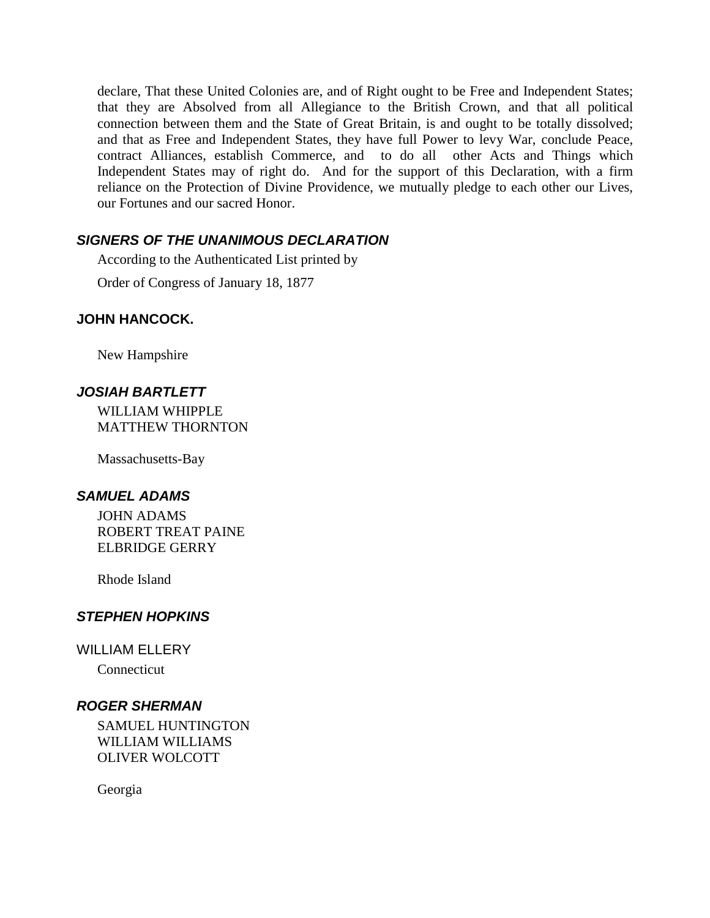declare, That these United Colonies are, and of Right ought to be Free and Independent States; that they are Absolved from all Allegiance to the British Crown, and that all political connection between them and the State of Great Britain, is and ought to be totally dissolved; and that as Free and Independent States, they have full Power to levy War, conclude Peace, contract Alliances, establish Commerce, and to do all other Acts and Things which Independent States may of right do. And for the support of this Declaration, with a firm reliance on the Protection of Divine Providence, we mutually pledge to each other our Lives, our Fortunes and our sacred Honor.

### *SIGNERS OF THE UNANIMOUS DECLARATION*

According to the Authenticated List printed by

Order of Congress of January 18, 1877

### JOHN HANCOCK.

New Hampshire

### *JOSIAH BARTLETT*

WILLIAM WHIPPLE
MATTHEW THORNTON

Massachusetts-Bay

### *SAMUEL ADAMS*

JOHN ADAMS
ROBERT TREAT PAINE
ELBRIDGE GERRY

Rhode Island

### *STEPHEN HOPKINS*

WILLIAM ELLERY

Connecticut

### *ROGER SHERMAN*

SAMUEL HUNTINGTON
WILLIAM WILLIAMS
OLIVER WOLCOTT

Georgia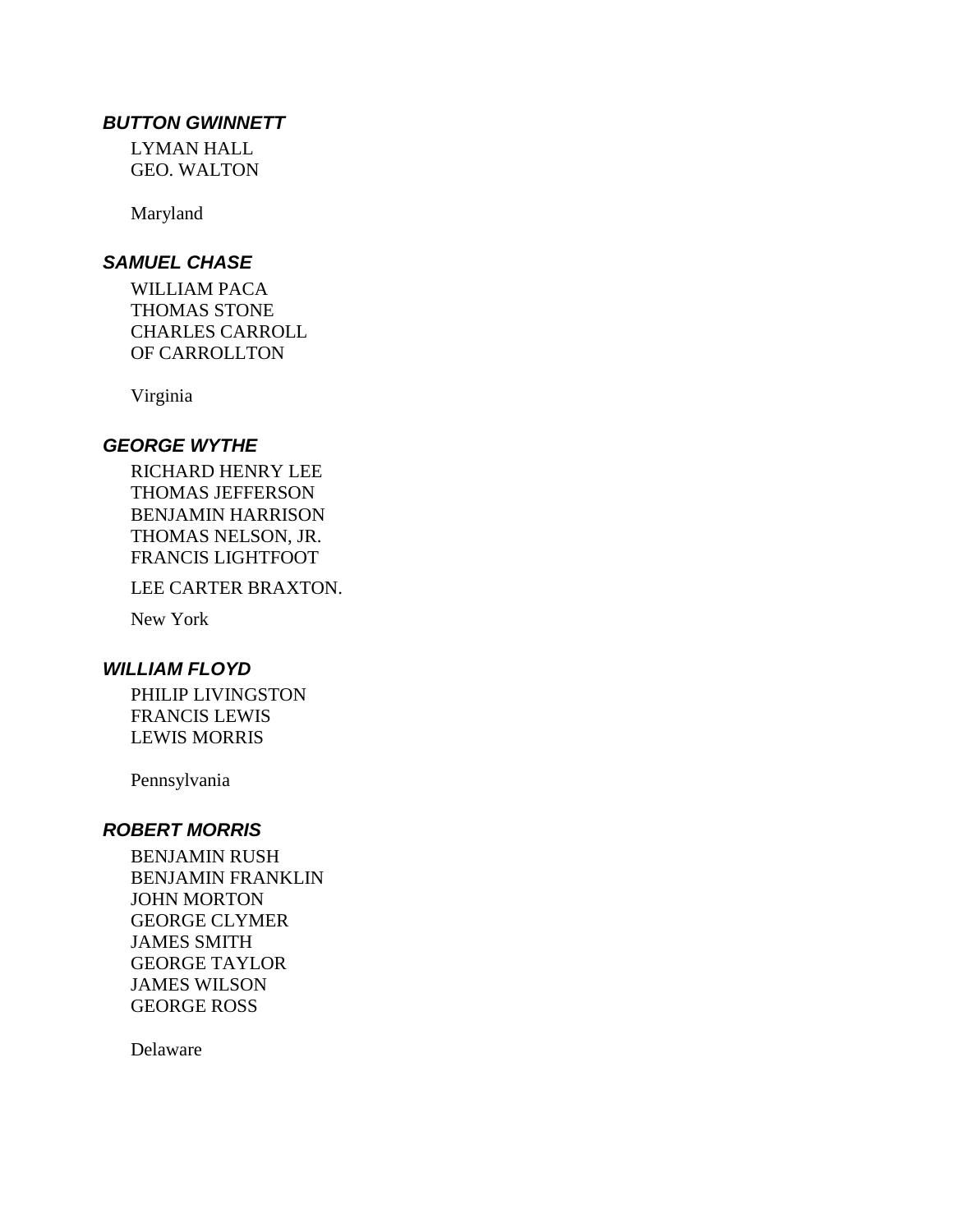***BUTTON GWINNETT***

LYMAN HALL
GEO. WALTON

Maryland

***SAMUEL CHASE***

WILLIAM PACA
THOMAS STONE
CHARLES CARROLL
OF CARROLLTON

Virginia

***GEORGE WYTHE***

RICHARD HENRY LEE
THOMAS JEFFERSON
BENJAMIN HARRISON
THOMAS NELSON, JR.
FRANCIS LIGHTFOOT

LEE CARTER BRAXTON.

New York

***WILLIAM FLOYD***

PHILIP LIVINGSTON
FRANCIS LEWIS
LEWIS MORRIS

Pennsylvania

***ROBERT MORRIS***

BENJAMIN RUSH
BENJAMIN FRANKLIN
JOHN MORTON
GEORGE CLYMER
JAMES SMITH
GEORGE TAYLOR
JAMES WILSON
GEORGE ROSS

Delaware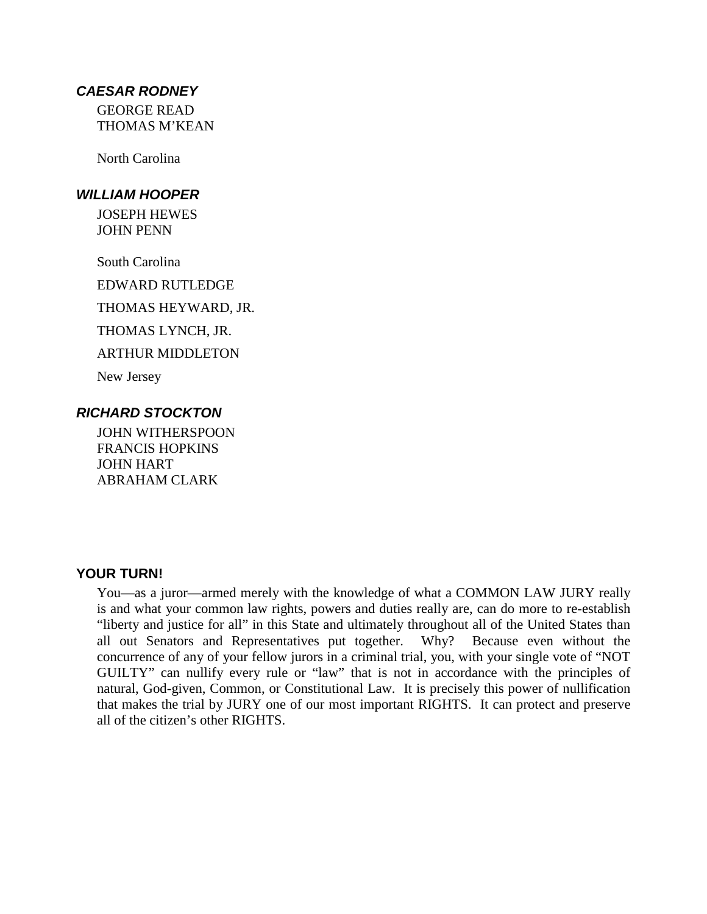***CAESAR RODNEY***

GEORGE READ
THOMAS M'KEAN

North Carolina

***WILLIAM HOOPER***

JOSEPH HEWES
JOHN PENN

South Carolina

EDWARD RUTLEDGE

THOMAS HEYWARD, JR.

THOMAS LYNCH, JR.

ARTHUR MIDDLETON

New Jersey

***RICHARD STOCKTON***

JOHN WITHERSPOON
FRANCIS HOPKINS
JOHN HART
ABRAHAM CLARK

**YOUR TURN!**

You—as a juror—armed merely with the knowledge of what a COMMON LAW JURY really is and what your common law rights, powers and duties really are, can do more to re-establish "liberty and justice for all" in this State and ultimately throughout all of the United States than all out Senators and Representatives put together. Why? Because even without the concurrence of any of your fellow jurors in a criminal trial, you, with your single vote of "NOT GUILTY" can nullify every rule or "law" that is not in accordance with the principles of natural, God-given, Common, or Constitutional Law. It is precisely this power of nullification that makes the trial by JURY one of our most important RIGHTS. It can protect and preserve all of the citizen's other RIGHTS.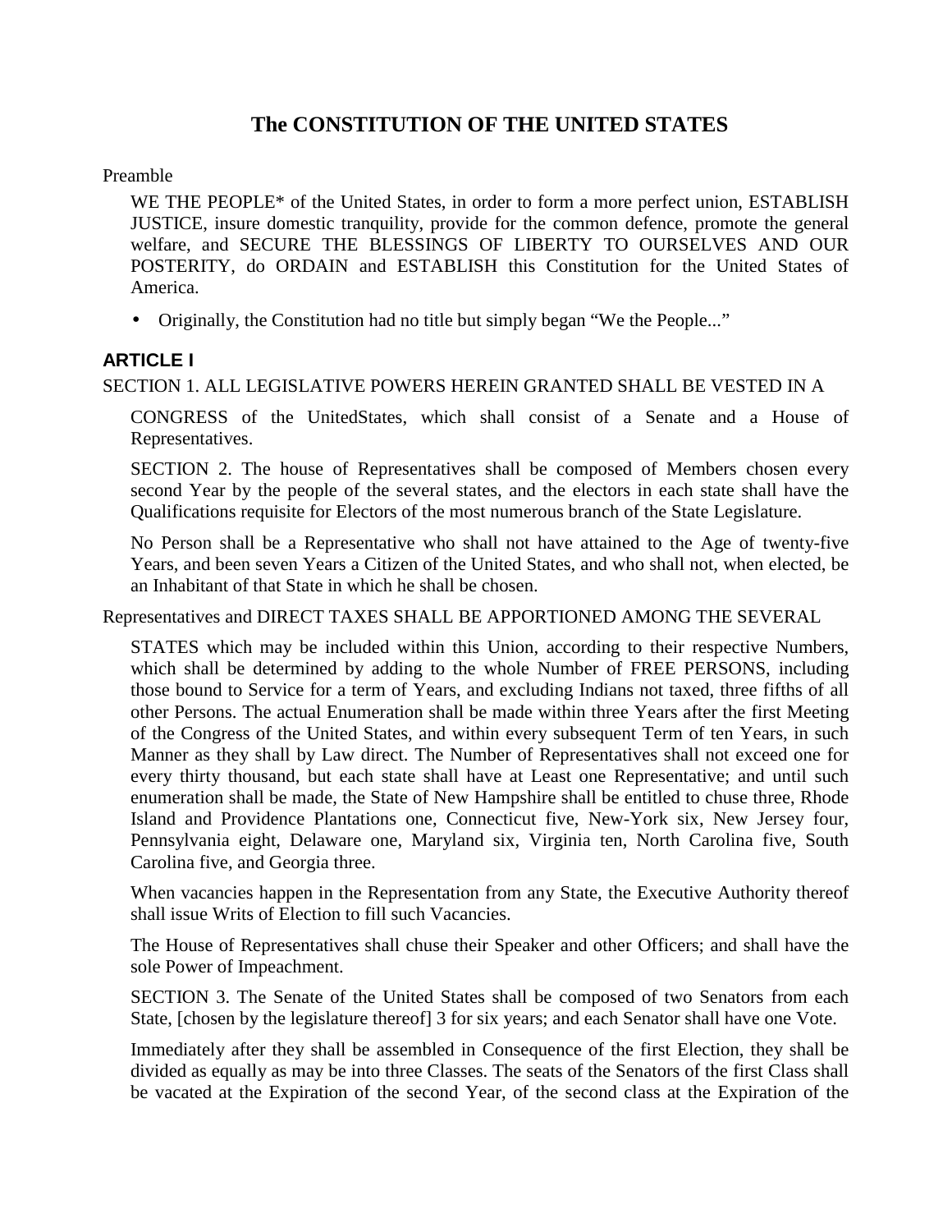# The CONSTITUTION OF THE UNITED STATES

Preamble

WE THE PEOPLE* of the United States, in order to form a more perfect union, ESTABLISH JUSTICE, insure domestic tranquility, provide for the common defence, promote the general welfare, and SECURE THE BLESSINGS OF LIBERTY TO OURSELVES AND OUR POSTERITY, do ORDAIN and ESTABLISH this Constitution for the United States of America.

- Originally, the Constitution had no title but simply began "We the People..."

## ARTICLE I

SECTION 1. ALL LEGISLATIVE POWERS HEREIN GRANTED SHALL BE VESTED IN A

CONGRESS of the UnitedStates, which shall consist of a Senate and a House of Representatives.

SECTION 2. The house of Representatives shall be composed of Members chosen every second Year by the people of the several states, and the electors in each state shall have the Qualifications requisite for Electors of the most numerous branch of the State Legislature.

No Person shall be a Representative who shall not have attained to the Age of twenty-five Years, and been seven Years a Citizen of the United States, and who shall not, when elected, be an Inhabitant of that State in which he shall be chosen.

Representatives and DIRECT TAXES SHALL BE APPORTIONED AMONG THE SEVERAL

STATES which may be included within this Union, according to their respective Numbers, which shall be determined by adding to the whole Number of FREE PERSONS, including those bound to Service for a term of Years, and excluding Indians not taxed, three fifths of all other Persons. The actual Enumeration shall be made within three Years after the first Meeting of the Congress of the United States, and within every subsequent Term of ten Years, in such Manner as they shall by Law direct. The Number of Representatives shall not exceed one for every thirty thousand, but each state shall have at Least one Representative; and until such enumeration shall be made, the State of New Hampshire shall be entitled to chuse three, Rhode Island and Providence Plantations one, Connecticut five, New-York six, New Jersey four, Pennsylvania eight, Delaware one, Maryland six, Virginia ten, North Carolina five, South Carolina five, and Georgia three.

When vacancies happen in the Representation from any State, the Executive Authority thereof shall issue Writs of Election to fill such Vacancies.

The House of Representatives shall chuse their Speaker and other Officers; and shall have the sole Power of Impeachment.

SECTION 3. The Senate of the United States shall be composed of two Senators from each State, [chosen by the legislature thereof] 3 for six years; and each Senator shall have one Vote.

Immediately after they shall be assembled in Consequence of the first Election, they shall be divided as equally as may be into three Classes. The seats of the Senators of the first Class shall be vacated at the Expiration of the second Year, of the second class at the Expiration of the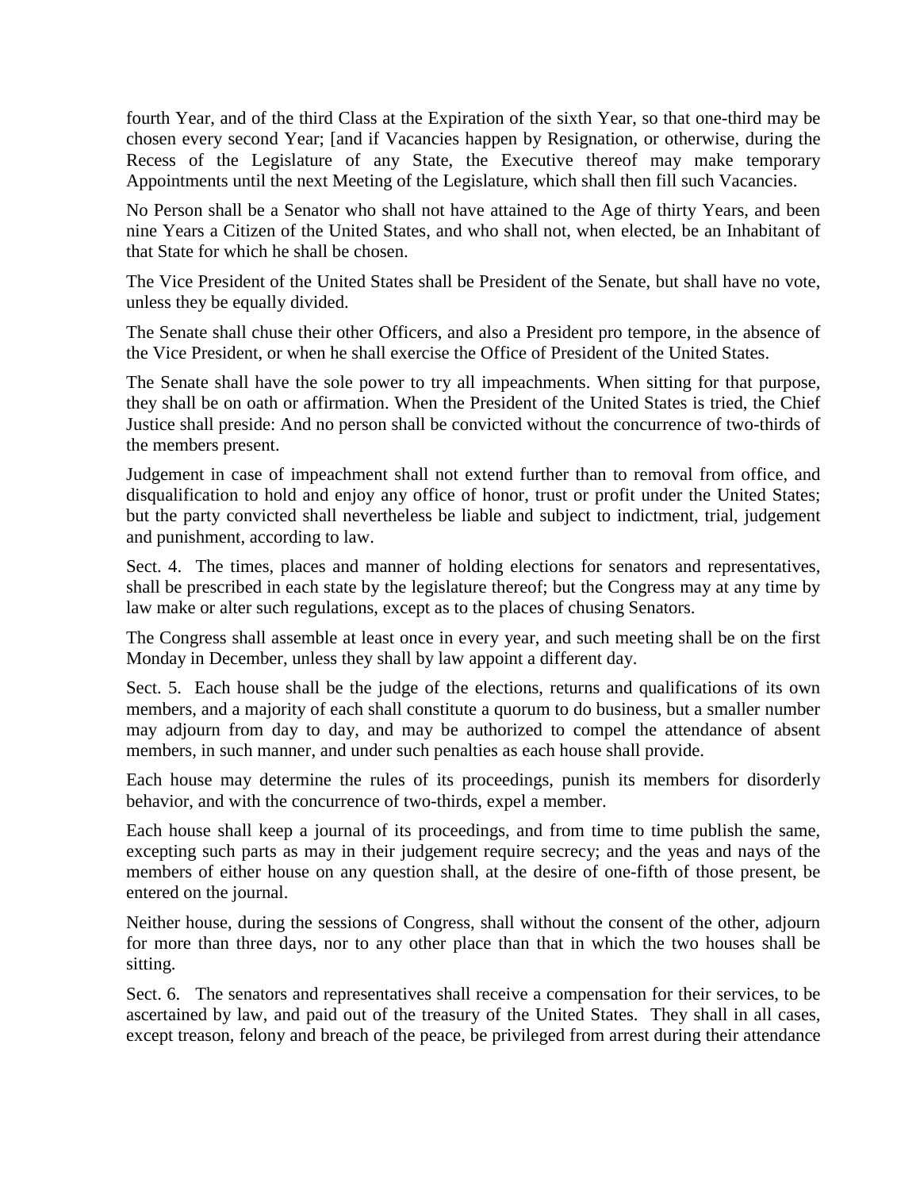fourth Year, and of the third Class at the Expiration of the sixth Year, so that one-third may be chosen every second Year; [and if Vacancies happen by Resignation, or otherwise, during the Recess of the Legislature of any State, the Executive thereof may make temporary Appointments until the next Meeting of the Legislature, which shall then fill such Vacancies.

No Person shall be a Senator who shall not have attained to the Age of thirty Years, and been nine Years a Citizen of the United States, and who shall not, when elected, be an Inhabitant of that State for which he shall be chosen.

The Vice President of the United States shall be President of the Senate, but shall have no vote, unless they be equally divided.

The Senate shall chuse their other Officers, and also a President pro tempore, in the absence of the Vice President, or when he shall exercise the Office of President of the United States.

The Senate shall have the sole power to try all impeachments. When sitting for that purpose, they shall be on oath or affirmation. When the President of the United States is tried, the Chief Justice shall preside: And no person shall be convicted without the concurrence of two-thirds of the members present.

Judgement in case of impeachment shall not extend further than to removal from office, and disqualification to hold and enjoy any office of honor, trust or profit under the United States; but the party convicted shall nevertheless be liable and subject to indictment, trial, judgement and punishment, according to law.

Sect. 4. The times, places and manner of holding elections for senators and representatives, shall be prescribed in each state by the legislature thereof; but the Congress may at any time by law make or alter such regulations, except as to the places of chusing Senators.

The Congress shall assemble at least once in every year, and such meeting shall be on the first Monday in December, unless they shall by law appoint a different day.

Sect. 5. Each house shall be the judge of the elections, returns and qualifications of its own members, and a majority of each shall constitute a quorum to do business, but a smaller number may adjourn from day to day, and may be authorized to compel the attendance of absent members, in such manner, and under such penalties as each house shall provide.

Each house may determine the rules of its proceedings, punish its members for disorderly behavior, and with the concurrence of two-thirds, expel a member.

Each house shall keep a journal of its proceedings, and from time to time publish the same, excepting such parts as may in their judgement require secrecy; and the yeas and nays of the members of either house on any question shall, at the desire of one-fifth of those present, be entered on the journal.

Neither house, during the sessions of Congress, shall without the consent of the other, adjourn for more than three days, nor to any other place than that in which the two houses shall be sitting.

Sect. 6. The senators and representatives shall receive a compensation for their services, to be ascertained by law, and paid out of the treasury of the United States. They shall in all cases, except treason, felony and breach of the peace, be privileged from arrest during their attendance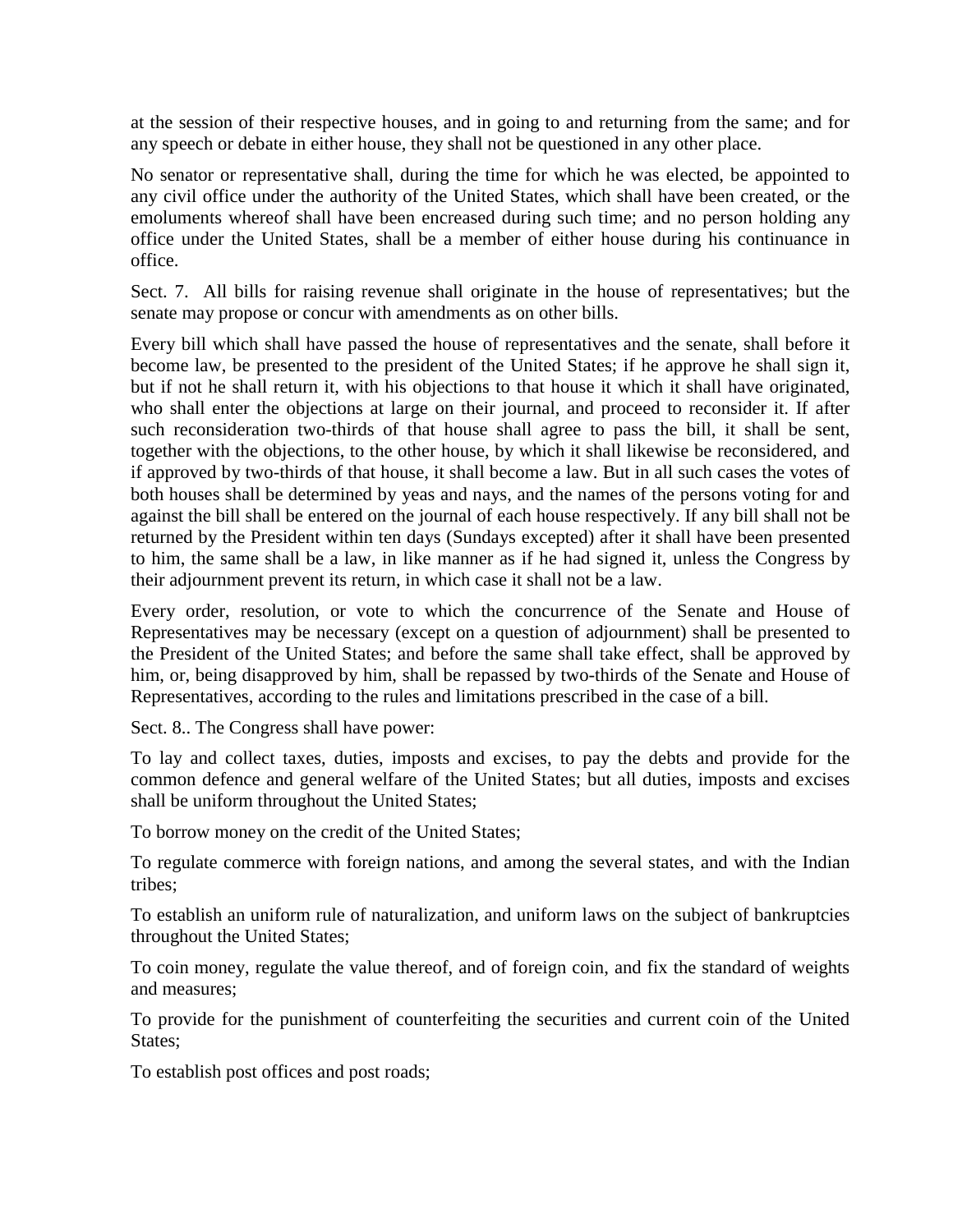at the session of their respective houses, and in going to and returning from the same; and for any speech or debate in either house, they shall not be questioned in any other place.

No senator or representative shall, during the time for which he was elected, be appointed to any civil office under the authority of the United States, which shall have been created, or the emoluments whereof shall have been encreased during such time; and no person holding any office under the United States, shall be a member of either house during his continuance in office.

Sect. 7. All bills for raising revenue shall originate in the house of representatives; but the senate may propose or concur with amendments as on other bills.

Every bill which shall have passed the house of representatives and the senate, shall before it become law, be presented to the president of the United States; if he approve he shall sign it, but if not he shall return it, with his objections to that house it which it shall have originated, who shall enter the objections at large on their journal, and proceed to reconsider it. If after such reconsideration two-thirds of that house shall agree to pass the bill, it shall be sent, together with the objections, to the other house, by which it shall likewise be reconsidered, and if approved by two-thirds of that house, it shall become a law. But in all such cases the votes of both houses shall be determined by yeas and nays, and the names of the persons voting for and against the bill shall be entered on the journal of each house respectively. If any bill shall not be returned by the President within ten days (Sundays excepted) after it shall have been presented to him, the same shall be a law, in like manner as if he had signed it, unless the Congress by their adjournment prevent its return, in which case it shall not be a law.

Every order, resolution, or vote to which the concurrence of the Senate and House of Representatives may be necessary (except on a question of adjournment) shall be presented to the President of the United States; and before the same shall take effect, shall be approved by him, or, being disapproved by him, shall be repassed by two-thirds of the Senate and House of Representatives, according to the rules and limitations prescribed in the case of a bill.

Sect. 8.. The Congress shall have power:

To lay and collect taxes, duties, imposts and excises, to pay the debts and provide for the common defence and general welfare of the United States; but all duties, imposts and excises shall be uniform throughout the United States;

To borrow money on the credit of the United States;

To regulate commerce with foreign nations, and among the several states, and with the Indian tribes;

To establish an uniform rule of naturalization, and uniform laws on the subject of bankruptcies throughout the United States;

To coin money, regulate the value thereof, and of foreign coin, and fix the standard of weights and measures;

To provide for the punishment of counterfeiting the securities and current coin of the United States;

To establish post offices and post roads;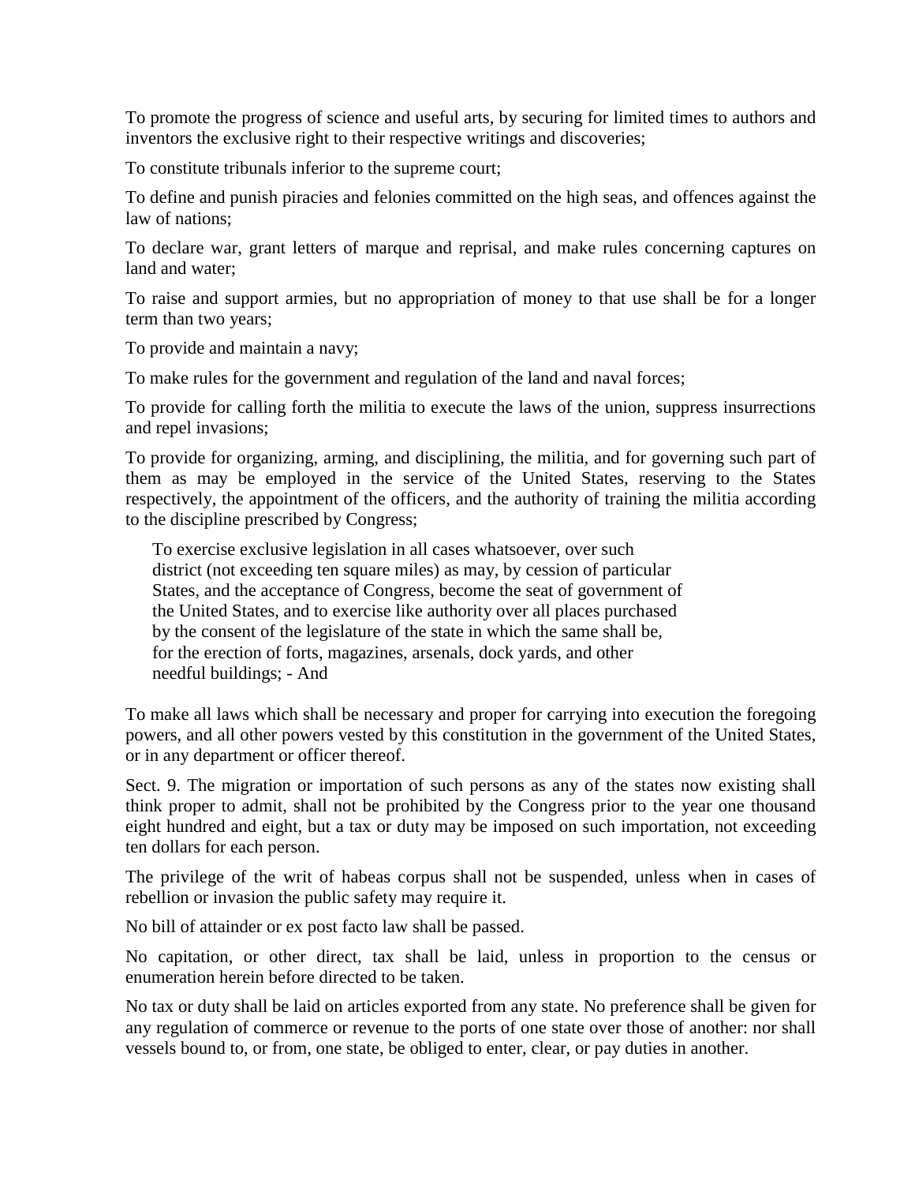To promote the progress of science and useful arts, by securing for limited times to authors and inventors the exclusive right to their respective writings and discoveries;

To constitute tribunals inferior to the supreme court;

To define and punish piracies and felonies committed on the high seas, and offences against the law of nations;

To declare war, grant letters of marque and reprisal, and make rules concerning captures on land and water;

To raise and support armies, but no appropriation of money to that use shall be for a longer term than two years;

To provide and maintain a navy;

To make rules for the government and regulation of the land and naval forces;

To provide for calling forth the militia to execute the laws of the union, suppress insurrections and repel invasions;

To provide for organizing, arming, and disciplining, the militia, and for governing such part of them as may be employed in the service of the United States, reserving to the States respectively, the appointment of the officers, and the authority of training the militia according to the discipline prescribed by Congress;

> To exercise exclusive legislation in all cases whatsoever, over such district (not exceeding ten square miles) as may, by cession of particular States, and the acceptance of Congress, become the seat of government of the United States, and to exercise like authority over all places purchased by the consent of the legislature of the state in which the same shall be, for the erection of forts, magazines, arsenals, dock yards, and other needful buildings; - And

To make all laws which shall be necessary and proper for carrying into execution the foregoing powers, and all other powers vested by this constitution in the government of the United States, or in any department or officer thereof.

Sect. 9. The migration or importation of such persons as any of the states now existing shall think proper to admit, shall not be prohibited by the Congress prior to the year one thousand eight hundred and eight, but a tax or duty may be imposed on such importation, not exceeding ten dollars for each person.

The privilege of the writ of habeas corpus shall not be suspended, unless when in cases of rebellion or invasion the public safety may require it.

No bill of attainder or ex post facto law shall be passed.

No capitation, or other direct, tax shall be laid, unless in proportion to the census or enumeration herein before directed to be taken.

No tax or duty shall be laid on articles exported from any state. No preference shall be given for any regulation of commerce or revenue to the ports of one state over those of another: nor shall vessels bound to, or from, one state, be obliged to enter, clear, or pay duties in another.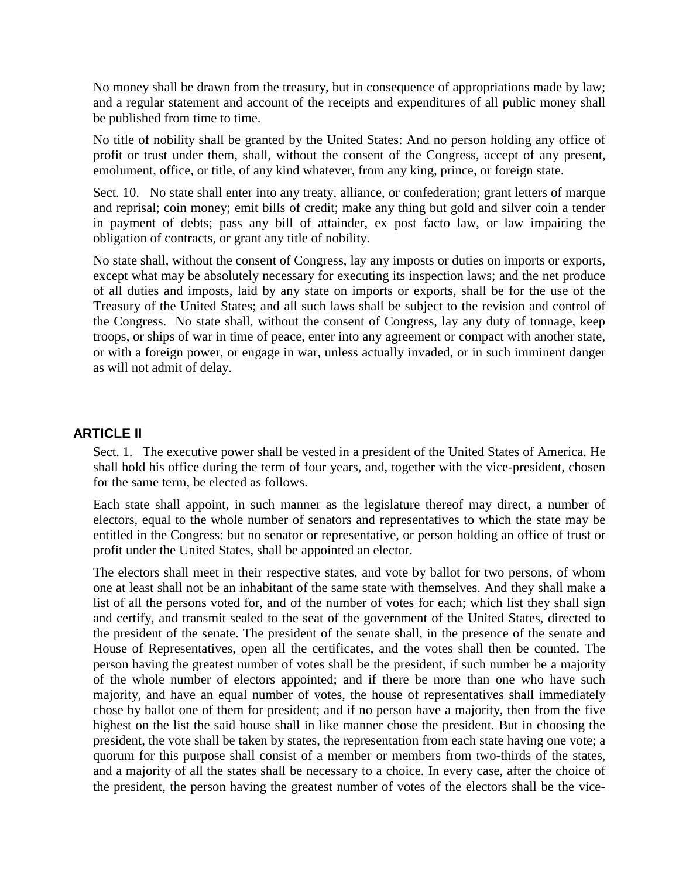No money shall be drawn from the treasury, but in consequence of appropriations made by law; and a regular statement and account of the receipts and expenditures of all public money shall be published from time to time.

No title of nobility shall be granted by the United States: And no person holding any office of profit or trust under them, shall, without the consent of the Congress, accept of any present, emolument, office, or title, of any kind whatever, from any king, prince, or foreign state.

Sect. 10. No state shall enter into any treaty, alliance, or confederation; grant letters of marque and reprisal; coin money; emit bills of credit; make any thing but gold and silver coin a tender in payment of debts; pass any bill of attainder, ex post facto law, or law impairing the obligation of contracts, or grant any title of nobility.

No state shall, without the consent of Congress, lay any imposts or duties on imports or exports, except what may be absolutely necessary for executing its inspection laws; and the net produce of all duties and imposts, laid by any state on imports or exports, shall be for the use of the Treasury of the United States; and all such laws shall be subject to the revision and control of the Congress. No state shall, without the consent of Congress, lay any duty of tonnage, keep troops, or ships of war in time of peace, enter into any agreement or compact with another state, or with a foreign power, or engage in war, unless actually invaded, or in such imminent danger as will not admit of delay.

## ARTICLE II

Sect. 1. The executive power shall be vested in a president of the United States of America. He shall hold his office during the term of four years, and, together with the vice-president, chosen for the same term, be elected as follows.

Each state shall appoint, in such manner as the legislature thereof may direct, a number of electors, equal to the whole number of senators and representatives to which the state may be entitled in the Congress: but no senator or representative, or person holding an office of trust or profit under the United States, shall be appointed an elector.

The electors shall meet in their respective states, and vote by ballot for two persons, of whom one at least shall not be an inhabitant of the same state with themselves. And they shall make a list of all the persons voted for, and of the number of votes for each; which list they shall sign and certify, and transmit sealed to the seat of the government of the United States, directed to the president of the senate. The president of the senate shall, in the presence of the senate and House of Representatives, open all the certificates, and the votes shall then be counted. The person having the greatest number of votes shall be the president, if such number be a majority of the whole number of electors appointed; and if there be more than one who have such majority, and have an equal number of votes, the house of representatives shall immediately chose by ballot one of them for president; and if no person have a majority, then from the five highest on the list the said house shall in like manner chose the president. But in choosing the president, the vote shall be taken by states, the representation from each state having one vote; a quorum for this purpose shall consist of a member or members from two-thirds of the states, and a majority of all the states shall be necessary to a choice. In every case, after the choice of the president, the person having the greatest number of votes of the electors shall be the vice-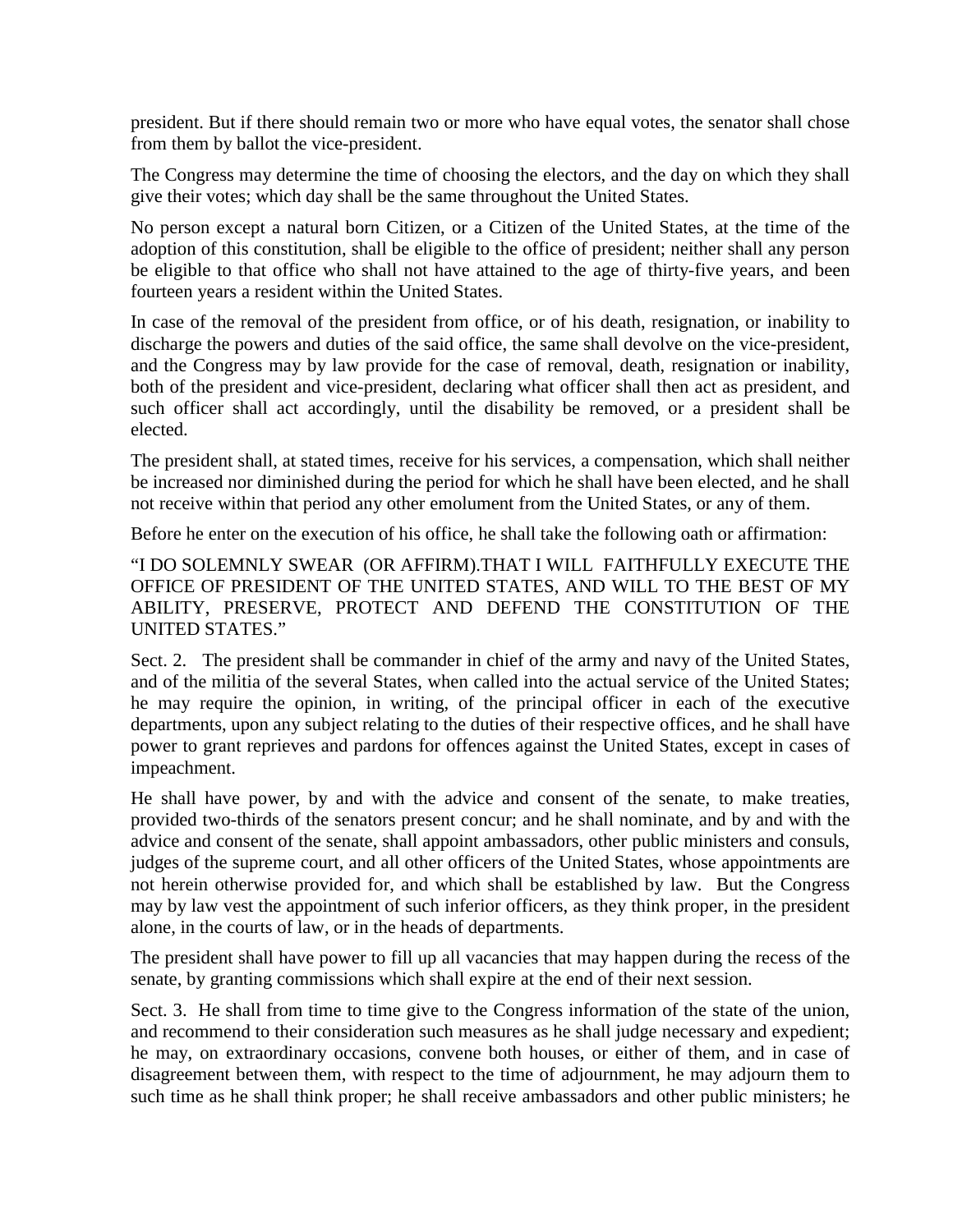president. But if there should remain two or more who have equal votes, the senator shall chose from them by ballot the vice-president.

The Congress may determine the time of choosing the electors, and the day on which they shall give their votes; which day shall be the same throughout the United States.

No person except a natural born Citizen, or a Citizen of the United States, at the time of the adoption of this constitution, shall be eligible to the office of president; neither shall any person be eligible to that office who shall not have attained to the age of thirty-five years, and been fourteen years a resident within the United States.

In case of the removal of the president from office, or of his death, resignation, or inability to discharge the powers and duties of the said office, the same shall devolve on the vice-president, and the Congress may by law provide for the case of removal, death, resignation or inability, both of the president and vice-president, declaring what officer shall then act as president, and such officer shall act accordingly, until the disability be removed, or a president shall be elected.

The president shall, at stated times, receive for his services, a compensation, which shall neither be increased nor diminished during the period for which he shall have been elected, and he shall not receive within that period any other emolument from the United States, or any of them.

Before he enter on the execution of his office, he shall take the following oath or affirmation:

"I DO SOLEMNLY SWEAR (OR AFFIRM).THAT I WILL FAITHFULLY EXECUTE THE OFFICE OF PRESIDENT OF THE UNITED STATES, AND WILL TO THE BEST OF MY ABILITY, PRESERVE, PROTECT AND DEFEND THE CONSTITUTION OF THE UNITED STATES."

Sect. 2. The president shall be commander in chief of the army and navy of the United States, and of the militia of the several States, when called into the actual service of the United States; he may require the opinion, in writing, of the principal officer in each of the executive departments, upon any subject relating to the duties of their respective offices, and he shall have power to grant reprieves and pardons for offences against the United States, except in cases of impeachment.

He shall have power, by and with the advice and consent of the senate, to make treaties, provided two-thirds of the senators present concur; and he shall nominate, and by and with the advice and consent of the senate, shall appoint ambassadors, other public ministers and consuls, judges of the supreme court, and all other officers of the United States, whose appointments are not herein otherwise provided for, and which shall be established by law. But the Congress may by law vest the appointment of such inferior officers, as they think proper, in the president alone, in the courts of law, or in the heads of departments.

The president shall have power to fill up all vacancies that may happen during the recess of the senate, by granting commissions which shall expire at the end of their next session.

Sect. 3. He shall from time to time give to the Congress information of the state of the union, and recommend to their consideration such measures as he shall judge necessary and expedient; he may, on extraordinary occasions, convene both houses, or either of them, and in case of disagreement between them, with respect to the time of adjournment, he may adjourn them to such time as he shall think proper; he shall receive ambassadors and other public ministers; he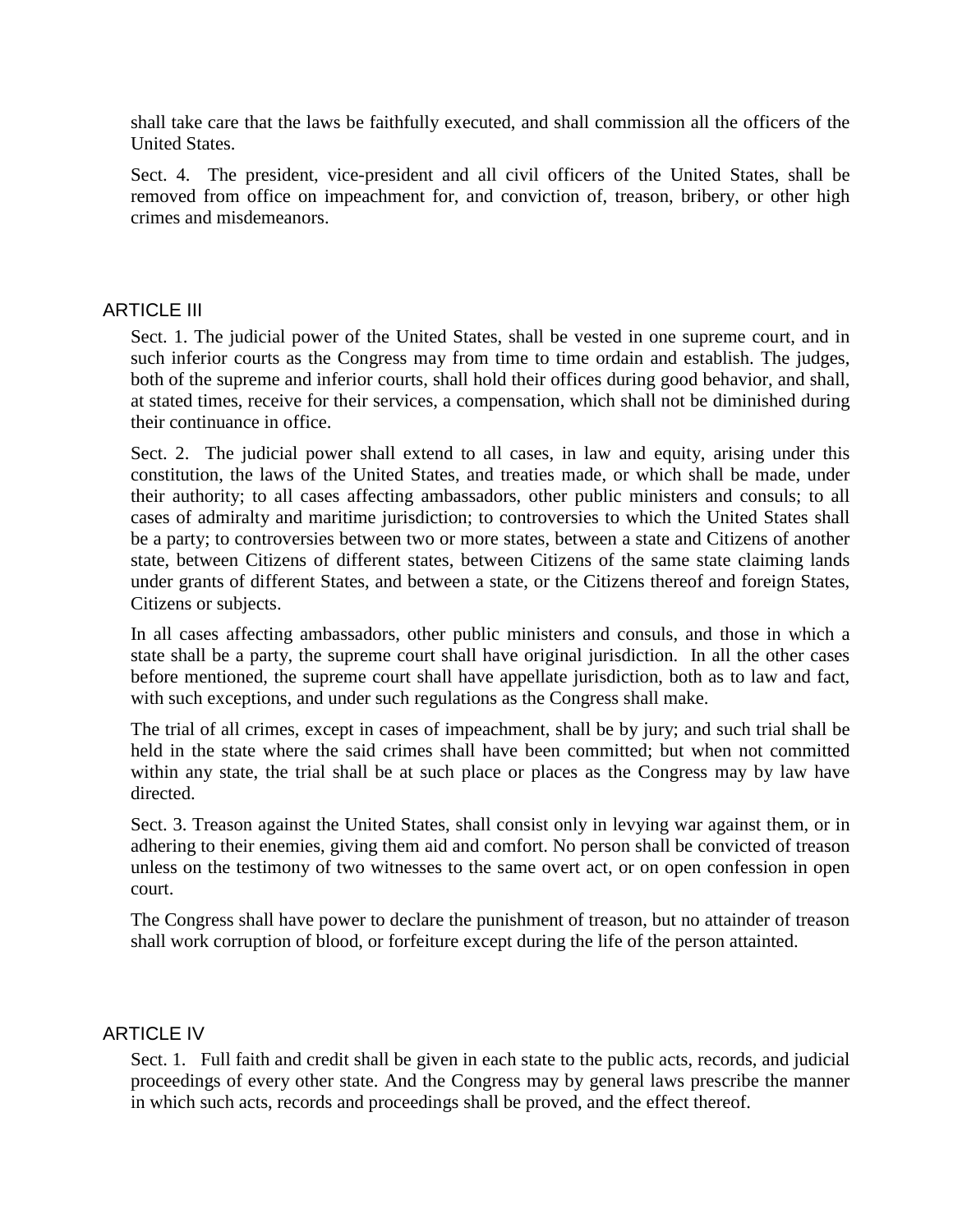shall take care that the laws be faithfully executed, and shall commission all the officers of the United States.

Sect. 4. The president, vice-president and all civil officers of the United States, shall be removed from office on impeachment for, and conviction of, treason, bribery, or other high crimes and misdemeanors.

## ARTICLE III

Sect. 1. The judicial power of the United States, shall be vested in one supreme court, and in such inferior courts as the Congress may from time to time ordain and establish. The judges, both of the supreme and inferior courts, shall hold their offices during good behavior, and shall, at stated times, receive for their services, a compensation, which shall not be diminished during their continuance in office.

Sect. 2. The judicial power shall extend to all cases, in law and equity, arising under this constitution, the laws of the United States, and treaties made, or which shall be made, under their authority; to all cases affecting ambassadors, other public ministers and consuls; to all cases of admiralty and maritime jurisdiction; to controversies to which the United States shall be a party; to controversies between two or more states, between a state and Citizens of another state, between Citizens of different states, between Citizens of the same state claiming lands under grants of different States, and between a state, or the Citizens thereof and foreign States, Citizens or subjects.

In all cases affecting ambassadors, other public ministers and consuls, and those in which a state shall be a party, the supreme court shall have original jurisdiction. In all the other cases before mentioned, the supreme court shall have appellate jurisdiction, both as to law and fact, with such exceptions, and under such regulations as the Congress shall make.

The trial of all crimes, except in cases of impeachment, shall be by jury; and such trial shall be held in the state where the said crimes shall have been committed; but when not committed within any state, the trial shall be at such place or places as the Congress may by law have directed.

Sect. 3. Treason against the United States, shall consist only in levying war against them, or in adhering to their enemies, giving them aid and comfort. No person shall be convicted of treason unless on the testimony of two witnesses to the same overt act, or on open confession in open court.

The Congress shall have power to declare the punishment of treason, but no attainder of treason shall work corruption of blood, or forfeiture except during the life of the person attainted.

## ARTICLE IV

Sect. 1. Full faith and credit shall be given in each state to the public acts, records, and judicial proceedings of every other state. And the Congress may by general laws prescribe the manner in which such acts, records and proceedings shall be proved, and the effect thereof.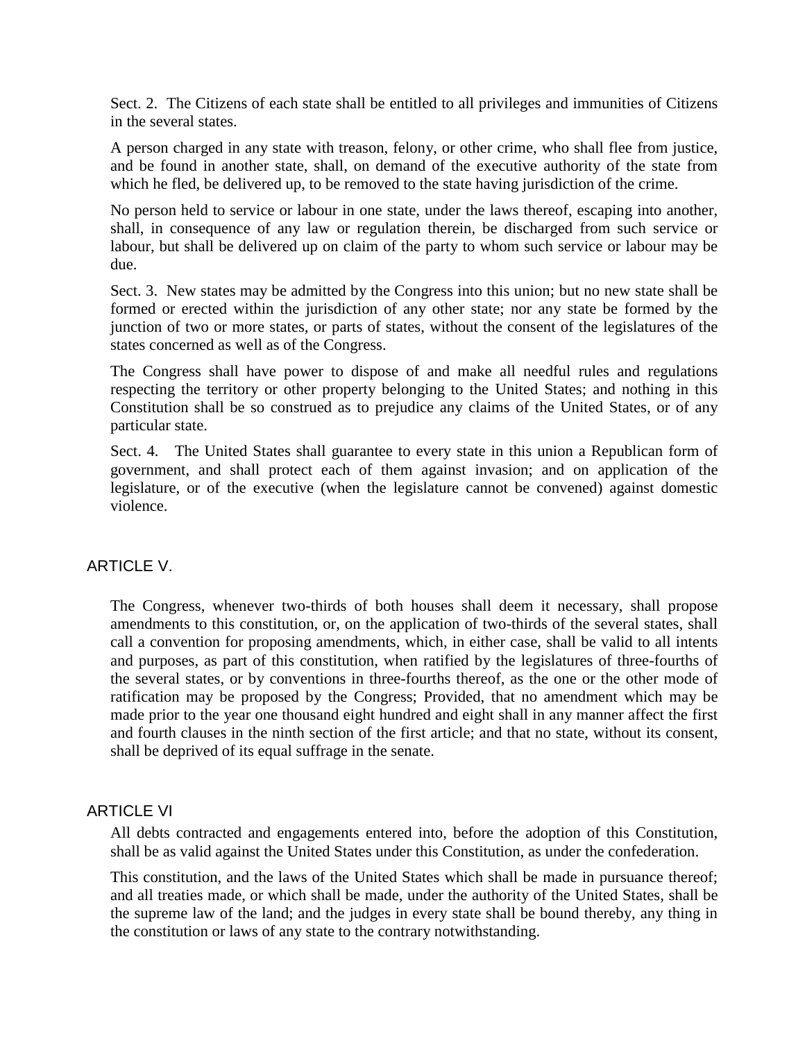Sect. 2. The Citizens of each state shall be entitled to all privileges and immunities of Citizens in the several states.

A person charged in any state with treason, felony, or other crime, who shall flee from justice, and be found in another state, shall, on demand of the executive authority of the state from which he fled, be delivered up, to be removed to the state having jurisdiction of the crime.

No person held to service or labour in one state, under the laws thereof, escaping into another, shall, in consequence of any law or regulation therein, be discharged from such service or labour, but shall be delivered up on claim of the party to whom such service or labour may be due.

Sect. 3. New states may be admitted by the Congress into this union; but no new state shall be formed or erected within the jurisdiction of any other state; nor any state be formed by the junction of two or more states, or parts of states, without the consent of the legislatures of the states concerned as well as of the Congress.

The Congress shall have power to dispose of and make all needful rules and regulations respecting the territory or other property belonging to the United States; and nothing in this Constitution shall be so construed as to prejudice any claims of the United States, or of any particular state.

Sect. 4. The United States shall guarantee to every state in this union a Republican form of government, and shall protect each of them against invasion; and on application of the legislature, or of the executive (when the legislature cannot be convened) against domestic violence.

## ARTICLE V.

The Congress, whenever two-thirds of both houses shall deem it necessary, shall propose amendments to this constitution, or, on the application of two-thirds of the several states, shall call a convention for proposing amendments, which, in either case, shall be valid to all intents and purposes, as part of this constitution, when ratified by the legislatures of three-fourths of the several states, or by conventions in three-fourths thereof, as the one or the other mode of ratification may be proposed by the Congress; Provided, that no amendment which may be made prior to the year one thousand eight hundred and eight shall in any manner affect the first and fourth clauses in the ninth section of the first article; and that no state, without its consent, shall be deprived of its equal suffrage in the senate.

## ARTICLE VI

All debts contracted and engagements entered into, before the adoption of this Constitution, shall be as valid against the United States under this Constitution, as under the confederation.

This constitution, and the laws of the United States which shall be made in pursuance thereof; and all treaties made, or which shall be made, under the authority of the United States, shall be the supreme law of the land; and the judges in every state shall be bound thereby, any thing in the constitution or laws of any state to the contrary notwithstanding.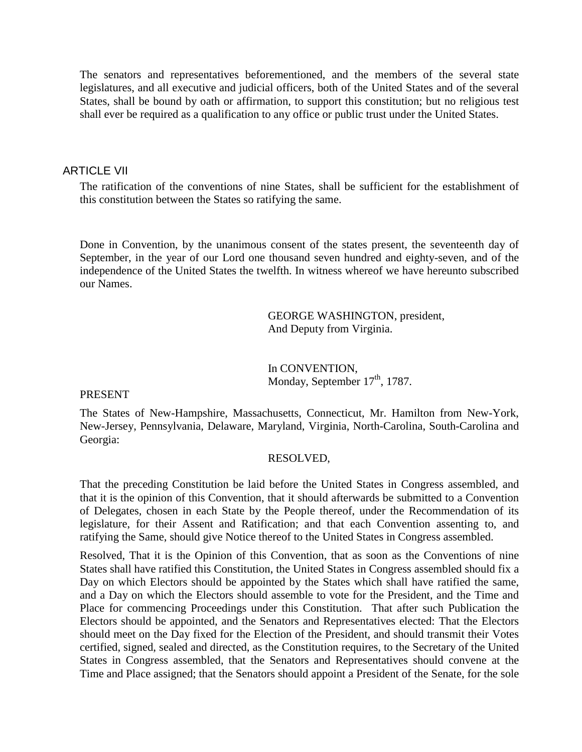The senators and representatives beforementioned, and the members of the several state legislatures, and all executive and judicial officers, both of the United States and of the several States, shall be bound by oath or affirmation, to support this constitution; but no religious test shall ever be required as a qualification to any office or public trust under the United States.

## ARTICLE VII

The ratification of the conventions of nine States, shall be sufficient for the establishment of this constitution between the States so ratifying the same.

Done in Convention, by the unanimous consent of the states present, the seventeenth day of September, in the year of our Lord one thousand seven hundred and eighty-seven, and of the independence of the United States the twelfth. In witness whereof we have hereunto subscribed our Names.

GEORGE WASHINGTON, president,
And Deputy from Virginia.

In CONVENTION,
Monday, September 17th, 1787.

PRESENT

The States of New-Hampshire, Massachusetts, Connecticut, Mr. Hamilton from New-York, New-Jersey, Pennsylvania, Delaware, Maryland, Virginia, North-Carolina, South-Carolina and Georgia:

RESOLVED,

That the preceding Constitution be laid before the United States in Congress assembled, and that it is the opinion of this Convention, that it should afterwards be submitted to a Convention of Delegates, chosen in each State by the People thereof, under the Recommendation of its legislature, for their Assent and Ratification; and that each Convention assenting to, and ratifying the Same, should give Notice thereof to the United States in Congress assembled.

Resolved, That it is the Opinion of this Convention, that as soon as the Conventions of nine States shall have ratified this Constitution, the United States in Congress assembled should fix a Day on which Electors should be appointed by the States which shall have ratified the same, and a Day on which the Electors should assemble to vote for the President, and the Time and Place for commencing Proceedings under this Constitution. That after such Publication the Electors should be appointed, and the Senators and Representatives elected: That the Electors should meet on the Day fixed for the Election of the President, and should transmit their Votes certified, signed, sealed and directed, as the Constitution requires, to the Secretary of the United States in Congress assembled, that the Senators and Representatives should convene at the Time and Place assigned; that the Senators should appoint a President of the Senate, for the sole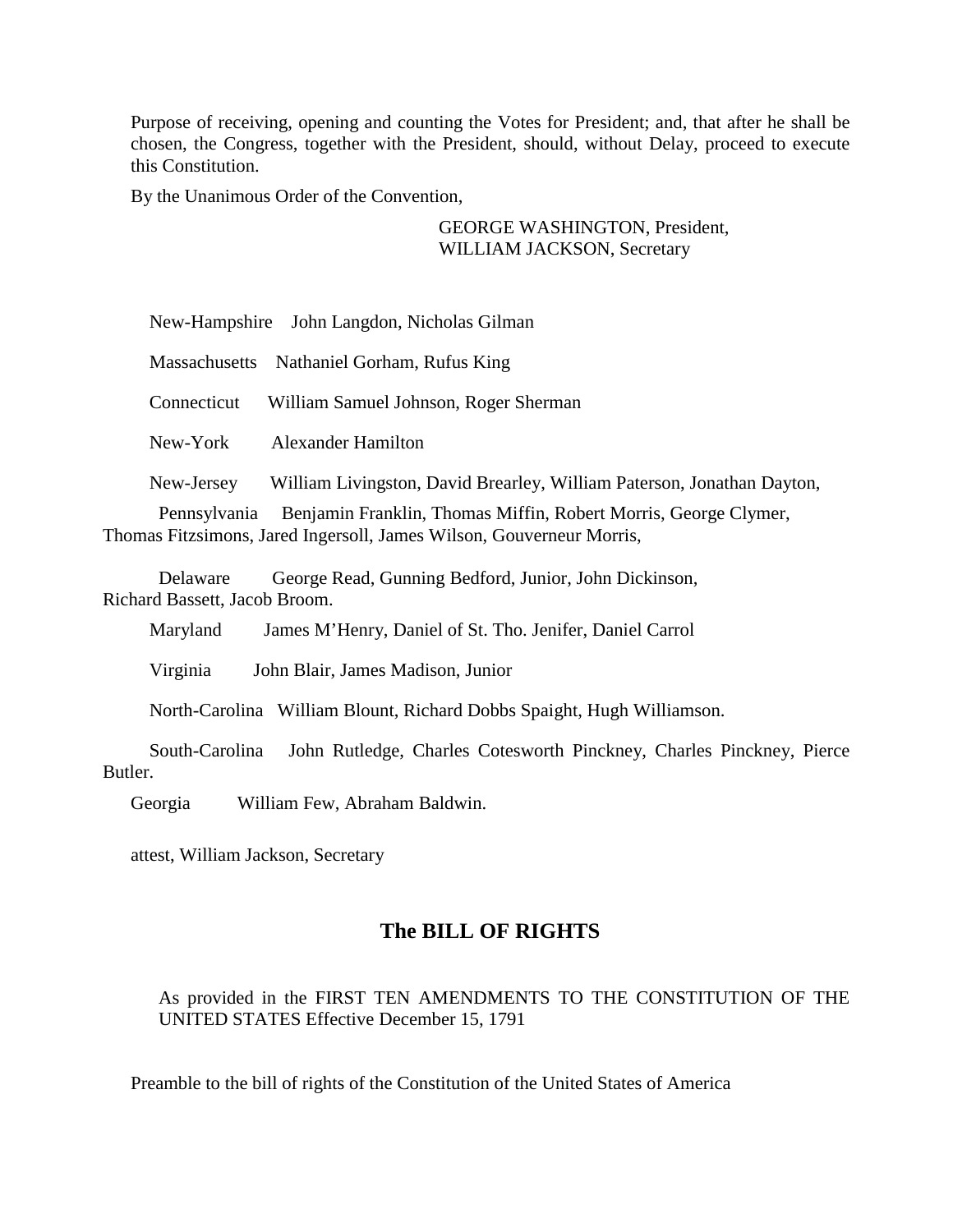Purpose of receiving, opening and counting the Votes for President; and, that after he shall be chosen, the Congress, together with the President, should, without Delay, proceed to execute this Constitution.

By the Unanimous Order of the Convention,

GEORGE WASHINGTON, President,
WILLIAM JACKSON, Secretary

New-Hampshire John Langdon, Nicholas Gilman

Massachusetts Nathaniel Gorham, Rufus King

Connecticut William Samuel Johnson, Roger Sherman

New-York Alexander Hamilton

New-Jersey William Livingston, David Brearley, William Paterson, Jonathan Dayton,

Pennsylvania Benjamin Franklin, Thomas Miffin, Robert Morris, George Clymer, Thomas Fitzsimons, Jared Ingersoll, James Wilson, Gouverneur Morris,

Delaware George Read, Gunning Bedford, Junior, John Dickinson, Richard Bassett, Jacob Broom.

Maryland James M'Henry, Daniel of St. Tho. Jenifer, Daniel Carrol

Virginia John Blair, James Madison, Junior

North-Carolina William Blount, Richard Dobbs Spaight, Hugh Williamson.

South-Carolina John Rutledge, Charles Cotesworth Pinckney, Charles Pinckney, Pierce Butler.

Georgia William Few, Abraham Baldwin.

attest, William Jackson, Secretary

## The BILL OF RIGHTS

As provided in the FIRST TEN AMENDMENTS TO THE CONSTITUTION OF THE UNITED STATES Effective December 15, 1791

Preamble to the bill of rights of the Constitution of the United States of America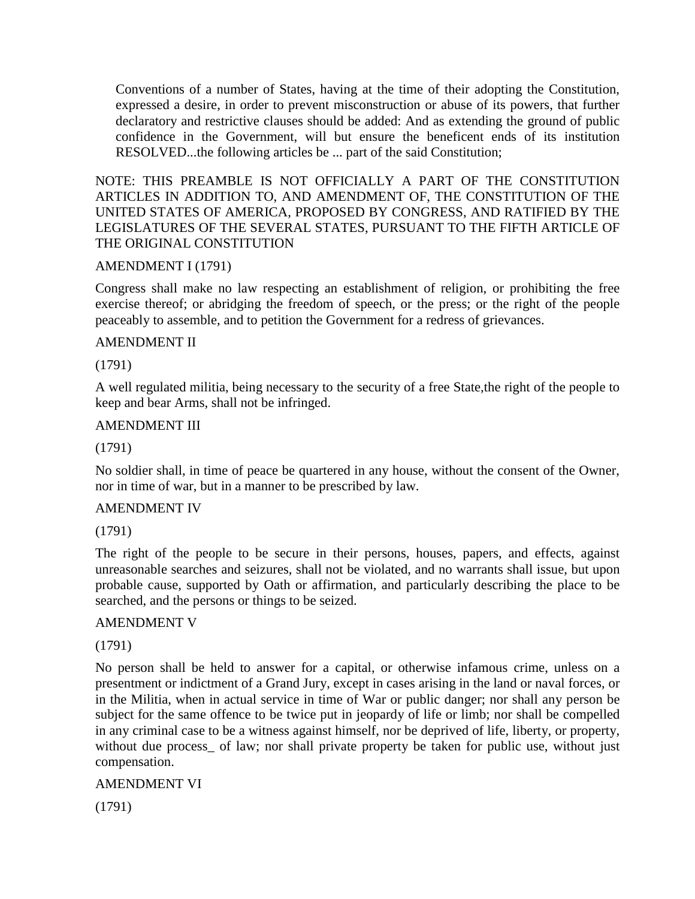> Conventions of a number of States, having at the time of their adopting the Constitution, expressed a desire, in order to prevent misconstruction or abuse of its powers, that further declaratory and restrictive clauses should be added: And as extending the ground of public confidence in the Government, will but ensure the beneficent ends of its institution RESOLVED...the following articles be ... part of the said Constitution;

NOTE: THIS PREAMBLE IS NOT OFFICIALLY A PART OF THE CONSTITUTION ARTICLES IN ADDITION TO, AND AMENDMENT OF, THE CONSTITUTION OF THE UNITED STATES OF AMERICA, PROPOSED BY CONGRESS, AND RATIFIED BY THE LEGISLATURES OF THE SEVERAL STATES, PURSUANT TO THE FIFTH ARTICLE OF THE ORIGINAL CONSTITUTION

AMENDMENT I (1791)

Congress shall make no law respecting an establishment of religion, or prohibiting the free exercise thereof; or abridging the freedom of speech, or the press; or the right of the people peaceably to assemble, and to petition the Government for a redress of grievances.

AMENDMENT II

(1791)

A well regulated militia, being necessary to the security of a free State,the right of the people to keep and bear Arms, shall not be infringed.

AMENDMENT III

(1791)

No soldier shall, in time of peace be quartered in any house, without the consent of the Owner, nor in time of war, but in a manner to be prescribed by law.

AMENDMENT IV

(1791)

The right of the people to be secure in their persons, houses, papers, and effects, against unreasonable searches and seizures, shall not be violated, and no warrants shall issue, but upon probable cause, supported by Oath or affirmation, and particularly describing the place to be searched, and the persons or things to be seized.

AMENDMENT V

(1791)

No person shall be held to answer for a capital, or otherwise infamous crime, unless on a presentment or indictment of a Grand Jury, except in cases arising in the land or naval forces, or in the Militia, when in actual service in time of War or public danger; nor shall any person be subject for the same offence to be twice put in jeopardy of life or limb; nor shall be compelled in any criminal case to be a witness against himself, nor be deprived of life, liberty, or property, without due process_ of law; nor shall private property be taken for public use, without just compensation.

AMENDMENT VI

(1791)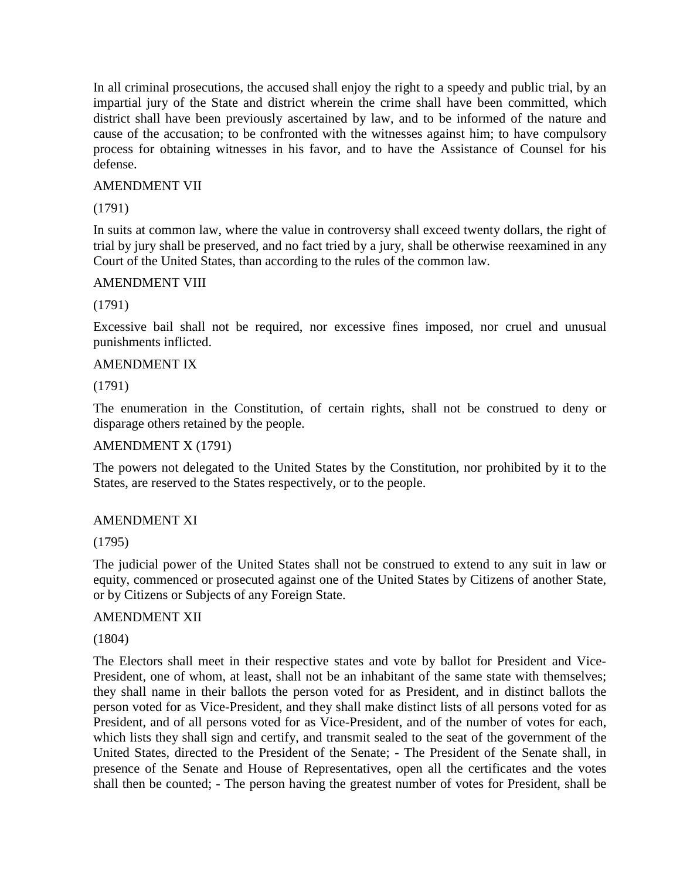In all criminal prosecutions, the accused shall enjoy the right to a speedy and public trial, by an impartial jury of the State and district wherein the crime shall have been committed, which district shall have been previously ascertained by law, and to be informed of the nature and cause of the accusation; to be confronted with the witnesses against him; to have compulsory process for obtaining witnesses in his favor, and to have the Assistance of Counsel for his defense.

AMENDMENT VII

(1791)

In suits at common law, where the value in controversy shall exceed twenty dollars, the right of trial by jury shall be preserved, and no fact tried by a jury, shall be otherwise reexamined in any Court of the United States, than according to the rules of the common law.

AMENDMENT VIII

(1791)

Excessive bail shall not be required, nor excessive fines imposed, nor cruel and unusual punishments inflicted.

AMENDMENT IX

(1791)

The enumeration in the Constitution, of certain rights, shall not be construed to deny or disparage others retained by the people.

AMENDMENT X (1791)

The powers not delegated to the United States by the Constitution, nor prohibited by it to the States, are reserved to the States respectively, or to the people.

AMENDMENT XI

(1795)

The judicial power of the United States shall not be construed to extend to any suit in law or equity, commenced or prosecuted against one of the United States by Citizens of another State, or by Citizens or Subjects of any Foreign State.

AMENDMENT XII

(1804)

The Electors shall meet in their respective states and vote by ballot for President and Vice-President, one of whom, at least, shall not be an inhabitant of the same state with themselves; they shall name in their ballots the person voted for as President, and in distinct ballots the person voted for as Vice-President, and they shall make distinct lists of all persons voted for as President, and of all persons voted for as Vice-President, and of the number of votes for each, which lists they shall sign and certify, and transmit sealed to the seat of the government of the United States, directed to the President of the Senate; - The President of the Senate shall, in presence of the Senate and House of Representatives, open all the certificates and the votes shall then be counted; - The person having the greatest number of votes for President, shall be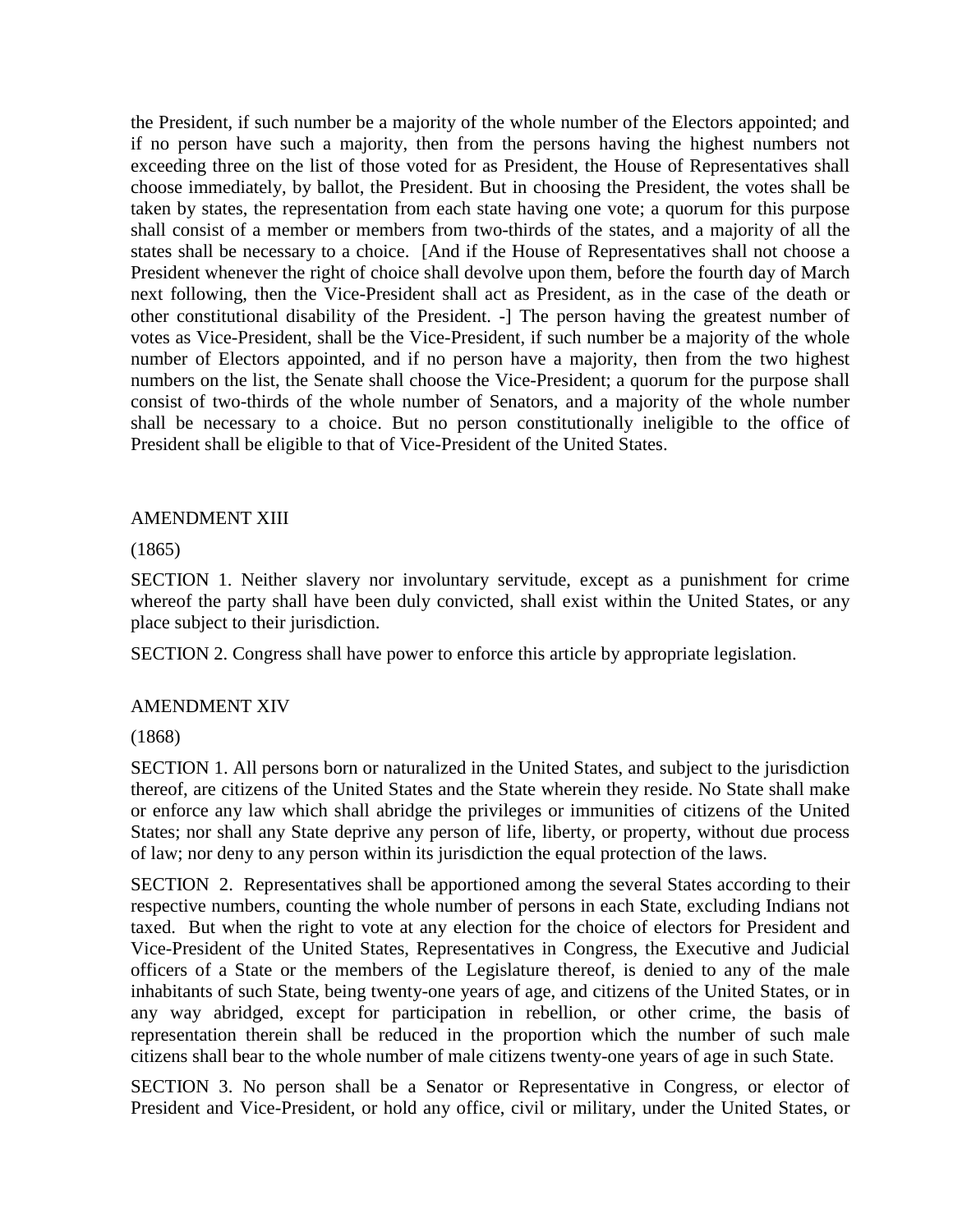the President, if such number be a majority of the whole number of the Electors appointed; and if no person have such a majority, then from the persons having the highest numbers not exceeding three on the list of those voted for as President, the House of Representatives shall choose immediately, by ballot, the President. But in choosing the President, the votes shall be taken by states, the representation from each state having one vote; a quorum for this purpose shall consist of a member or members from two-thirds of the states, and a majority of all the states shall be necessary to a choice. [And if the House of Representatives shall not choose a President whenever the right of choice shall devolve upon them, before the fourth day of March next following, then the Vice-President shall act as President, as in the case of the death or other constitutional disability of the President. -] The person having the greatest number of votes as Vice-President, shall be the Vice-President, if such number be a majority of the whole number of Electors appointed, and if no person have a majority, then from the two highest numbers on the list, the Senate shall choose the Vice-President; a quorum for the purpose shall consist of two-thirds of the whole number of Senators, and a majority of the whole number shall be necessary to a choice. But no person constitutionally ineligible to the office of President shall be eligible to that of Vice-President of the United States.

## AMENDMENT XIII

(1865)

SECTION 1. Neither slavery nor involuntary servitude, except as a punishment for crime whereof the party shall have been duly convicted, shall exist within the United States, or any place subject to their jurisdiction.

SECTION 2. Congress shall have power to enforce this article by appropriate legislation.

## AMENDMENT XIV

(1868)

SECTION 1. All persons born or naturalized in the United States, and subject to the jurisdiction thereof, are citizens of the United States and the State wherein they reside. No State shall make or enforce any law which shall abridge the privileges or immunities of citizens of the United States; nor shall any State deprive any person of life, liberty, or property, without due process of law; nor deny to any person within its jurisdiction the equal protection of the laws.

SECTION 2. Representatives shall be apportioned among the several States according to their respective numbers, counting the whole number of persons in each State, excluding Indians not taxed. But when the right to vote at any election for the choice of electors for President and Vice-President of the United States, Representatives in Congress, the Executive and Judicial officers of a State or the members of the Legislature thereof, is denied to any of the male inhabitants of such State, being twenty-one years of age, and citizens of the United States, or in any way abridged, except for participation in rebellion, or other crime, the basis of representation therein shall be reduced in the proportion which the number of such male citizens shall bear to the whole number of male citizens twenty-one years of age in such State.

SECTION 3. No person shall be a Senator or Representative in Congress, or elector of President and Vice-President, or hold any office, civil or military, under the United States, or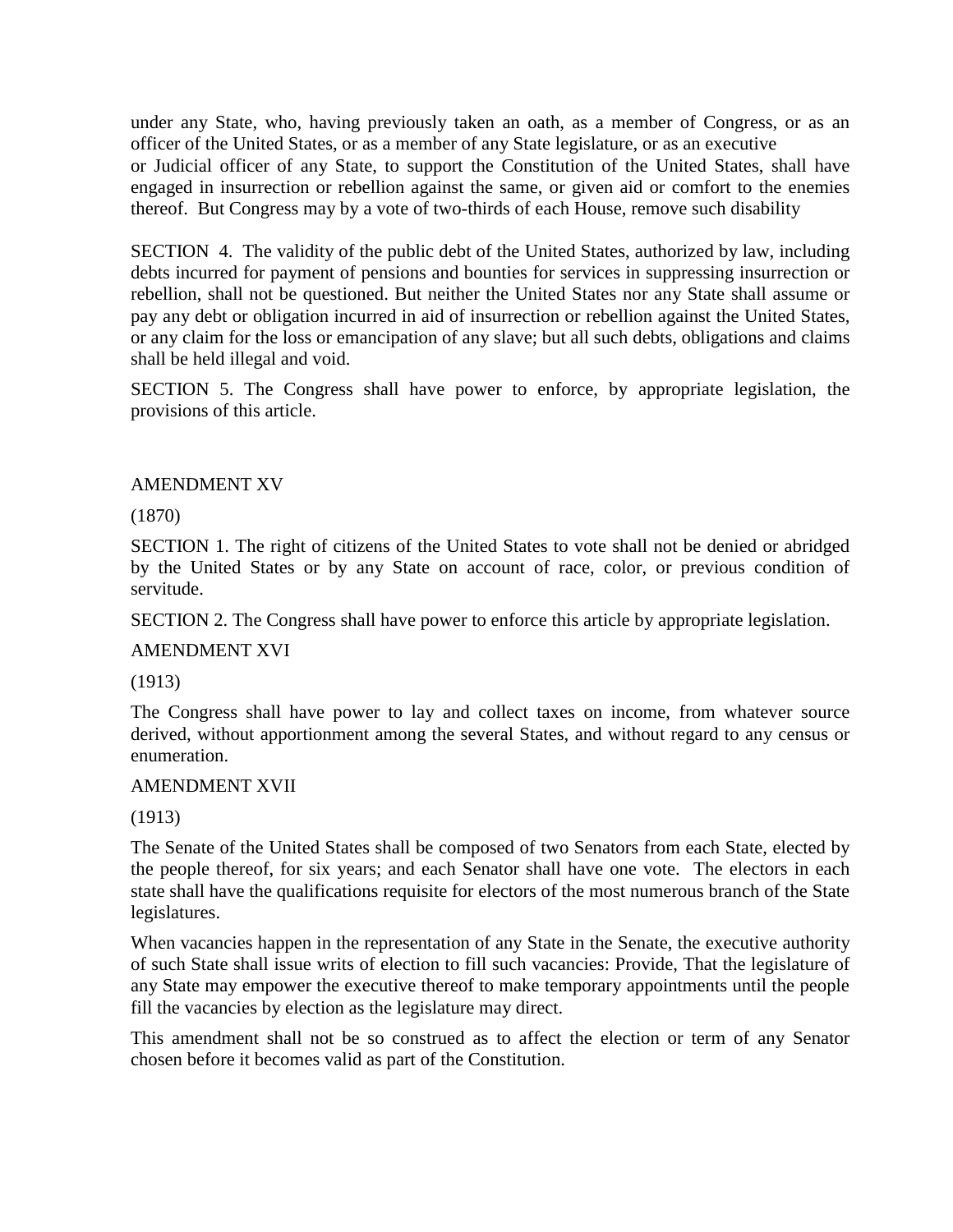under any State, who, having previously taken an oath, as a member of Congress, or as an officer of the United States, or as a member of any State legislature, or as an executive or Judicial officer of any State, to support the Constitution of the United States, shall have engaged in insurrection or rebellion against the same, or given aid or comfort to the enemies thereof. But Congress may by a vote of two-thirds of each House, remove such disability

SECTION 4. The validity of the public debt of the United States, authorized by law, including debts incurred for payment of pensions and bounties for services in suppressing insurrection or rebellion, shall not be questioned. But neither the United States nor any State shall assume or pay any debt or obligation incurred in aid of insurrection or rebellion against the United States, or any claim for the loss or emancipation of any slave; but all such debts, obligations and claims shall be held illegal and void.

SECTION 5. The Congress shall have power to enforce, by appropriate legislation, the provisions of this article.

## AMENDMENT XV

(1870)

SECTION 1. The right of citizens of the United States to vote shall not be denied or abridged by the United States or by any State on account of race, color, or previous condition of servitude.

SECTION 2. The Congress shall have power to enforce this article by appropriate legislation.

## AMENDMENT XVI

(1913)

The Congress shall have power to lay and collect taxes on income, from whatever source derived, without apportionment among the several States, and without regard to any census or enumeration.

## AMENDMENT XVII

(1913)

The Senate of the United States shall be composed of two Senators from each State, elected by the people thereof, for six years; and each Senator shall have one vote. The electors in each state shall have the qualifications requisite for electors of the most numerous branch of the State legislatures.

When vacancies happen in the representation of any State in the Senate, the executive authority of such State shall issue writs of election to fill such vacancies: Provide, That the legislature of any State may empower the executive thereof to make temporary appointments until the people fill the vacancies by election as the legislature may direct.

This amendment shall not be so construed as to affect the election or term of any Senator chosen before it becomes valid as part of the Constitution.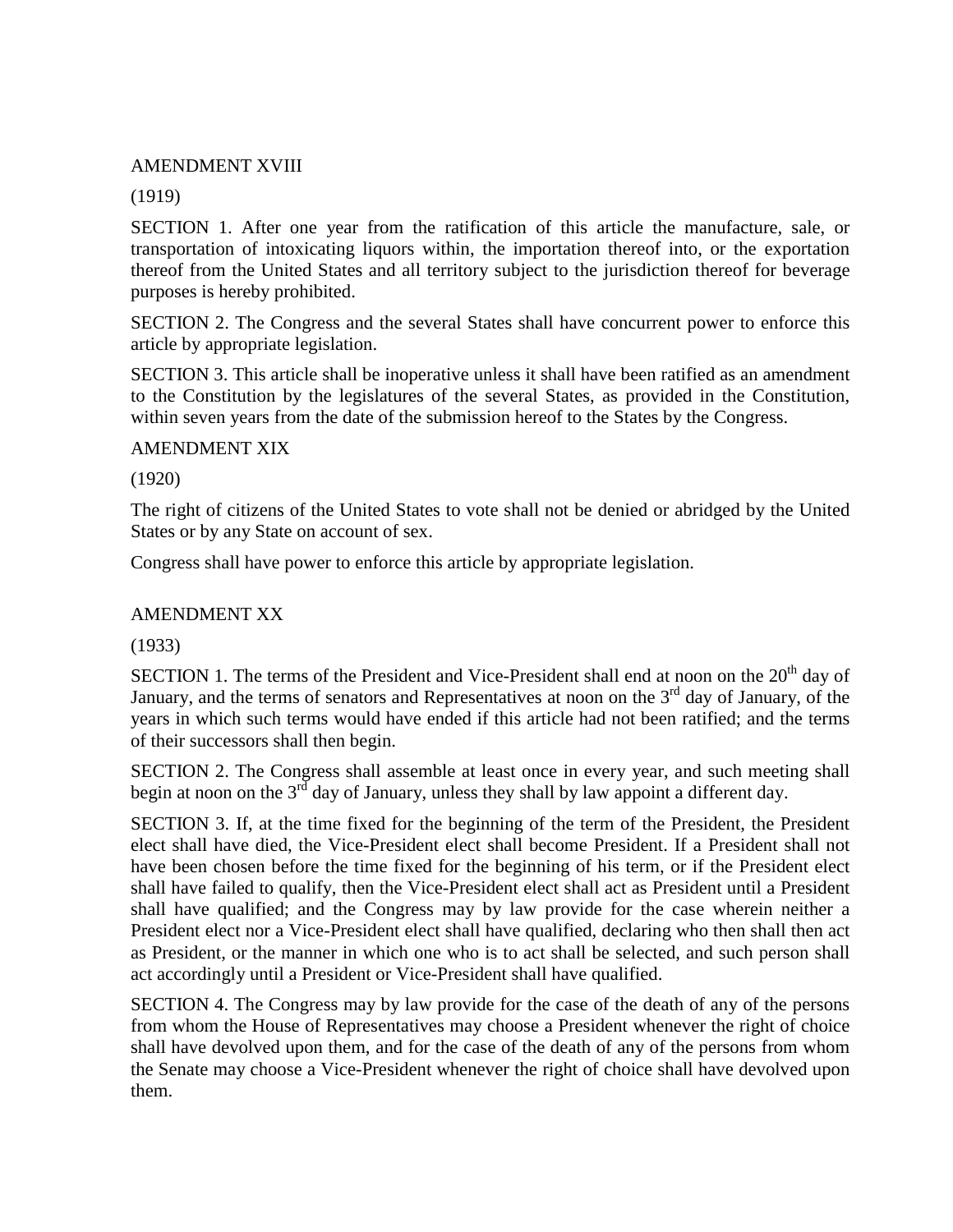## AMENDMENT XVIII

(1919)

SECTION 1. After one year from the ratification of this article the manufacture, sale, or transportation of intoxicating liquors within, the importation thereof into, or the exportation thereof from the United States and all territory subject to the jurisdiction thereof for beverage purposes is hereby prohibited.

SECTION 2. The Congress and the several States shall have concurrent power to enforce this article by appropriate legislation.

SECTION 3. This article shall be inoperative unless it shall have been ratified as an amendment to the Constitution by the legislatures of the several States, as provided in the Constitution, within seven years from the date of the submission hereof to the States by the Congress.

## AMENDMENT XIX

(1920)

The right of citizens of the United States to vote shall not be denied or abridged by the United States or by any State on account of sex.

Congress shall have power to enforce this article by appropriate legislation.

## AMENDMENT XX

(1933)

SECTION 1. The terms of the President and Vice-President shall end at noon on the 20th day of January, and the terms of senators and Representatives at noon on the 3rd day of January, of the years in which such terms would have ended if this article had not been ratified; and the terms of their successors shall then begin.

SECTION 2. The Congress shall assemble at least once in every year, and such meeting shall begin at noon on the 3rd day of January, unless they shall by law appoint a different day.

SECTION 3. If, at the time fixed for the beginning of the term of the President, the President elect shall have died, the Vice-President elect shall become President. If a President shall not have been chosen before the time fixed for the beginning of his term, or if the President elect shall have failed to qualify, then the Vice-President elect shall act as President until a President shall have qualified; and the Congress may by law provide for the case wherein neither a President elect nor a Vice-President elect shall have qualified, declaring who then shall then act as President, or the manner in which one who is to act shall be selected, and such person shall act accordingly until a President or Vice-President shall have qualified.

SECTION 4. The Congress may by law provide for the case of the death of any of the persons from whom the House of Representatives may choose a President whenever the right of choice shall have devolved upon them, and for the case of the death of any of the persons from whom the Senate may choose a Vice-President whenever the right of choice shall have devolved upon them.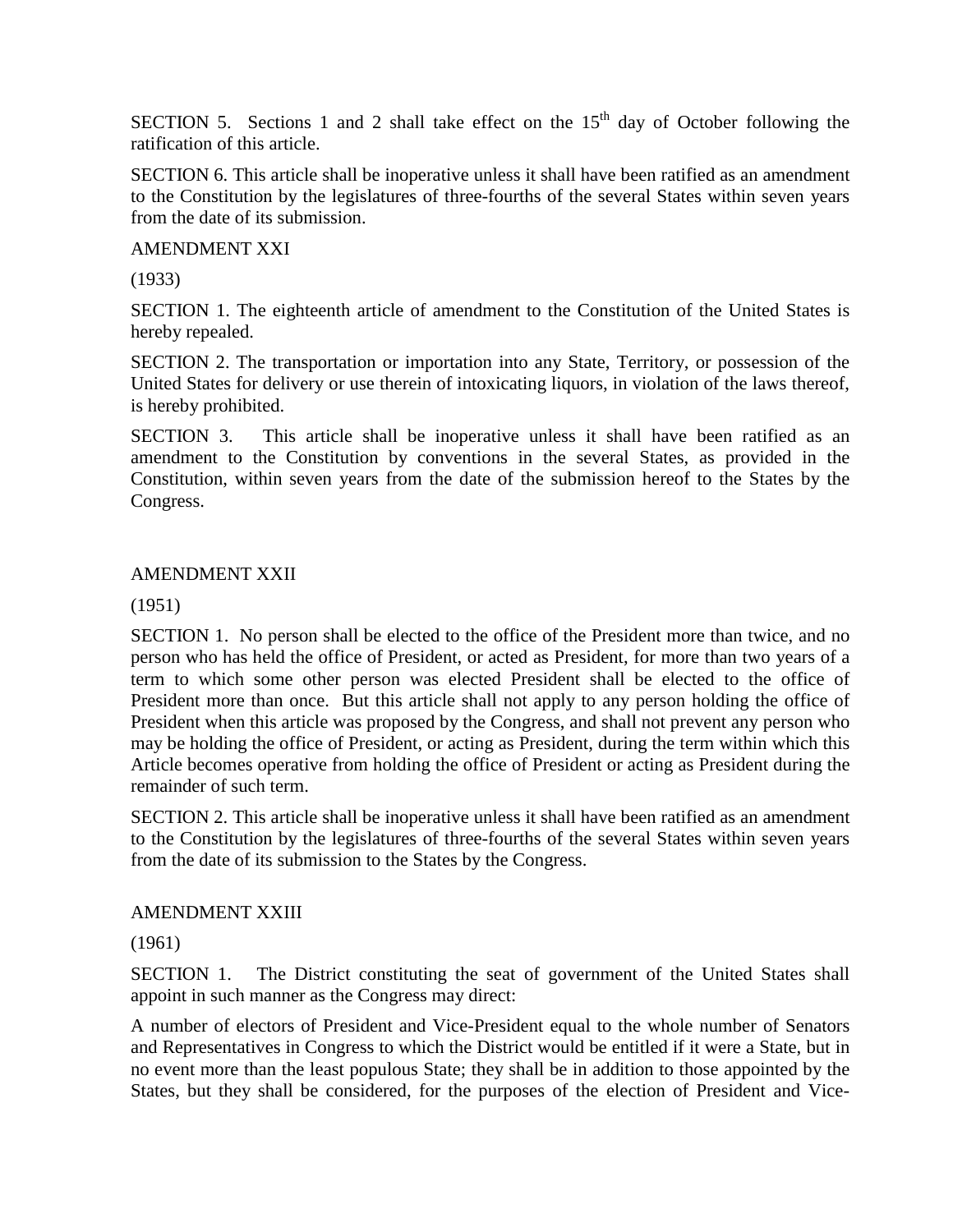SECTION 5. Sections 1 and 2 shall take effect on the 15th day of October following the ratification of this article.

SECTION 6. This article shall be inoperative unless it shall have been ratified as an amendment to the Constitution by the legislatures of three-fourths of the several States within seven years from the date of its submission.

## AMENDMENT XXI

(1933)

SECTION 1. The eighteenth article of amendment to the Constitution of the United States is hereby repealed.

SECTION 2. The transportation or importation into any State, Territory, or possession of the United States for delivery or use therein of intoxicating liquors, in violation of the laws thereof, is hereby prohibited.

SECTION 3. This article shall be inoperative unless it shall have been ratified as an amendment to the Constitution by conventions in the several States, as provided in the Constitution, within seven years from the date of the submission hereof to the States by the Congress.

## AMENDMENT XXII

(1951)

SECTION 1. No person shall be elected to the office of the President more than twice, and no person who has held the office of President, or acted as President, for more than two years of a term to which some other person was elected President shall be elected to the office of President more than once. But this article shall not apply to any person holding the office of President when this article was proposed by the Congress, and shall not prevent any person who may be holding the office of President, or acting as President, during the term within which this Article becomes operative from holding the office of President or acting as President during the remainder of such term.

SECTION 2. This article shall be inoperative unless it shall have been ratified as an amendment to the Constitution by the legislatures of three-fourths of the several States within seven years from the date of its submission to the States by the Congress.

## AMENDMENT XXIII

(1961)

SECTION 1. The District constituting the seat of government of the United States shall appoint in such manner as the Congress may direct:

A number of electors of President and Vice-President equal to the whole number of Senators and Representatives in Congress to which the District would be entitled if it were a State, but in no event more than the least populous State; they shall be in addition to those appointed by the States, but they shall be considered, for the purposes of the election of President and Vice-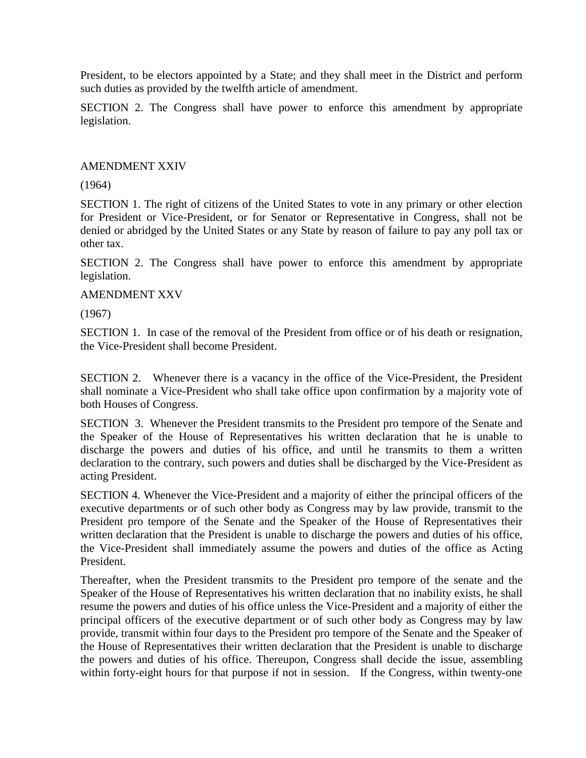President, to be electors appointed by a State; and they shall meet in the District and perform such duties as provided by the twelfth article of amendment.

SECTION 2. The Congress shall have power to enforce this amendment by appropriate legislation.

AMENDMENT XXIV

(1964)

SECTION 1. The right of citizens of the United States to vote in any primary or other election for President or Vice-President, or for Senator or Representative in Congress, shall not be denied or abridged by the United States or any State by reason of failure to pay any poll tax or other tax.

SECTION 2. The Congress shall have power to enforce this amendment by appropriate legislation.

AMENDMENT XXV

(1967)

SECTION 1. In case of the removal of the President from office or of his death or resignation, the Vice-President shall become President.

SECTION 2. Whenever there is a vacancy in the office of the Vice-President, the President shall nominate a Vice-President who shall take office upon confirmation by a majority vote of both Houses of Congress.

SECTION 3. Whenever the President transmits to the President pro tempore of the Senate and the Speaker of the House of Representatives his written declaration that he is unable to discharge the powers and duties of his office, and until he transmits to them a written declaration to the contrary, such powers and duties shall be discharged by the Vice-President as acting President.

SECTION 4. Whenever the Vice-President and a majority of either the principal officers of the executive departments or of such other body as Congress may by law provide, transmit to the President pro tempore of the Senate and the Speaker of the House of Representatives their written declaration that the President is unable to discharge the powers and duties of his office, the Vice-President shall immediately assume the powers and duties of the office as Acting President.

Thereafter, when the President transmits to the President pro tempore of the senate and the Speaker of the House of Representatives his written declaration that no inability exists, he shall resume the powers and duties of his office unless the Vice-President and a majority of either the principal officers of the executive department or of such other body as Congress may by law provide, transmit within four days to the President pro tempore of the Senate and the Speaker of the House of Representatives their written declaration that the President is unable to discharge the powers and duties of his office. Thereupon, Congress shall decide the issue, assembling within forty-eight hours for that purpose if not in session. If the Congress, within twenty-one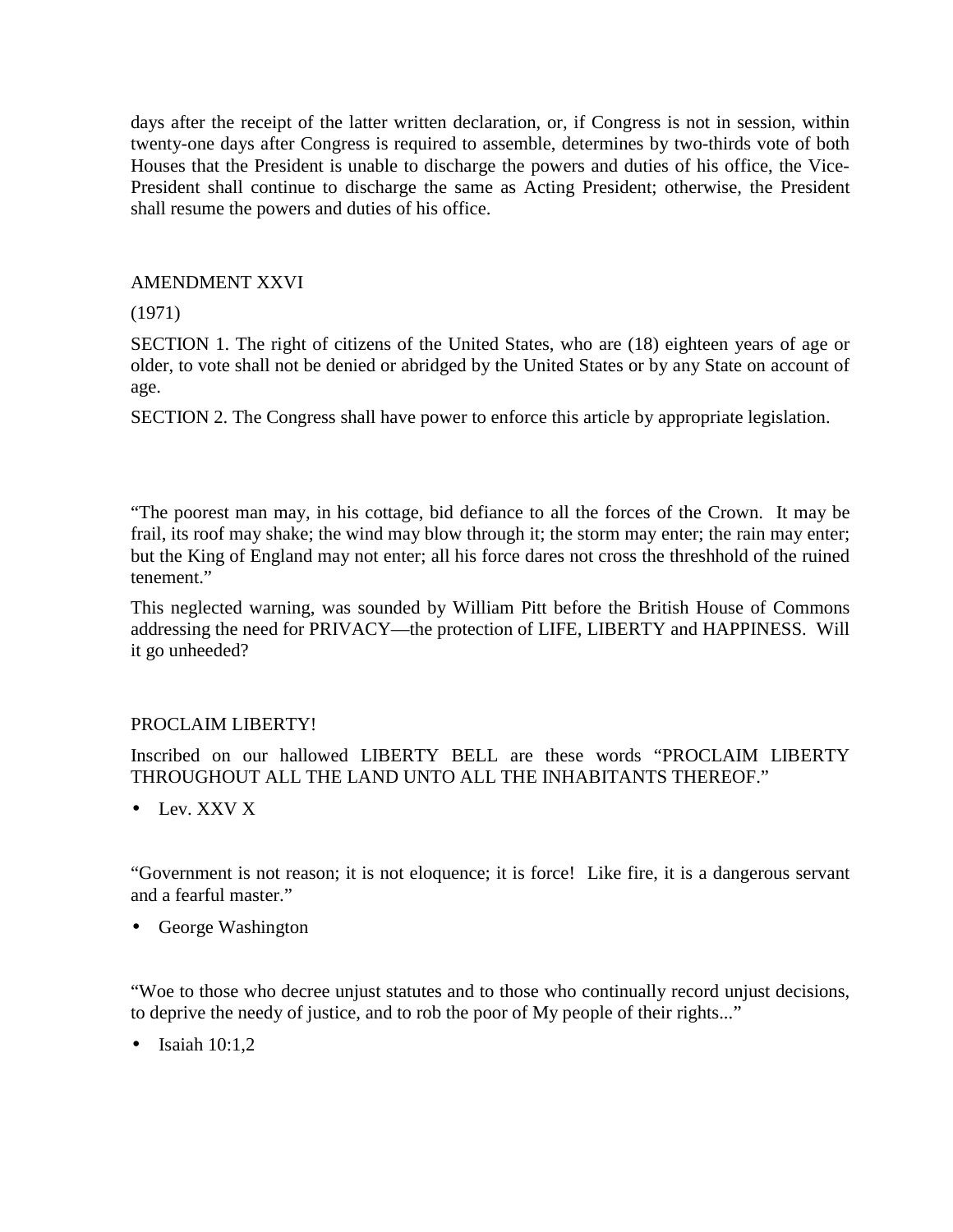days after the receipt of the latter written declaration, or, if Congress is not in session, within twenty-one days after Congress is required to assemble, determines by two-thirds vote of both Houses that the President is unable to discharge the powers and duties of his office, the Vice-President shall continue to discharge the same as Acting President; otherwise, the President shall resume the powers and duties of his office.

AMENDMENT XXVI

(1971)

SECTION 1. The right of citizens of the United States, who are (18) eighteen years of age or older, to vote shall not be denied or abridged by the United States or by any State on account of age.

SECTION 2. The Congress shall have power to enforce this article by appropriate legislation.

"The poorest man may, in his cottage, bid defiance to all the forces of the Crown. It may be frail, its roof may shake; the wind may blow through it; the storm may enter; the rain may enter; but the King of England may not enter; all his force dares not cross the threshhold of the ruined tenement."

This neglected warning, was sounded by William Pitt before the British House of Commons addressing the need for PRIVACY—the protection of LIFE, LIBERTY and HAPPINESS. Will it go unheeded?

PROCLAIM LIBERTY!

Inscribed on our hallowed LIBERTY BELL are these words "PROCLAIM LIBERTY THROUGHOUT ALL THE LAND UNTO ALL THE INHABITANTS THEREOF."

- Lev. XXV X

"Government is not reason; it is not eloquence; it is force! Like fire, it is a dangerous servant and a fearful master."

- George Washington

"Woe to those who decree unjust statutes and to those who continually record unjust decisions, to deprive the needy of justice, and to rob the poor of My people of their rights..."

- Isaiah 10:1,2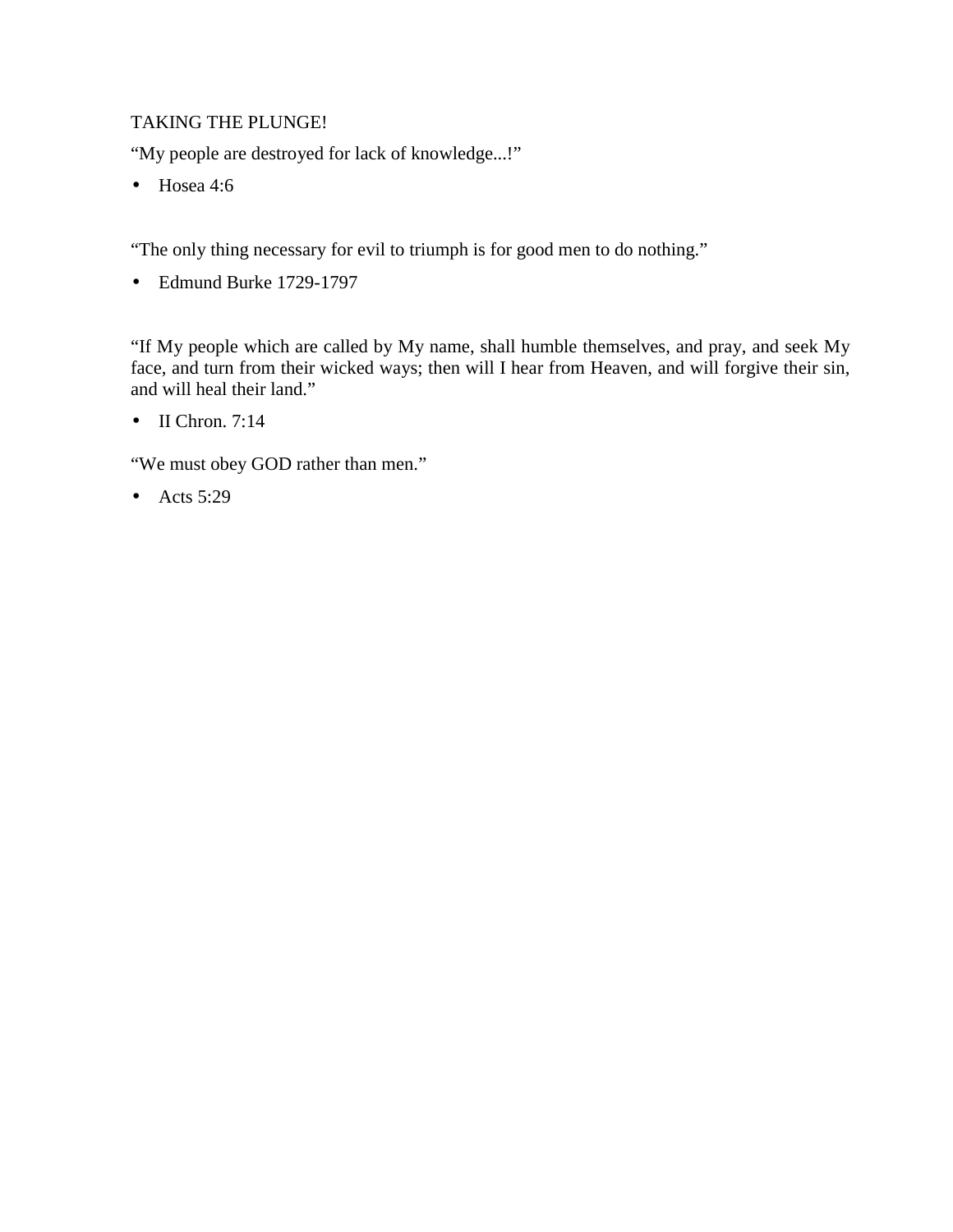TAKING THE PLUNGE!

“My people are destroyed for lack of knowledge...!”

- Hosea 4:6

“The only thing necessary for evil to triumph is for good men to do nothing.”

- Edmund Burke 1729-1797

“If My people which are called by My name, shall humble themselves, and pray, and seek My face, and turn from their wicked ways; then will I hear from Heaven, and will forgive their sin, and will heal their land.”

- II Chron. 7:14

“We must obey GOD rather than men.”

- Acts 5:29